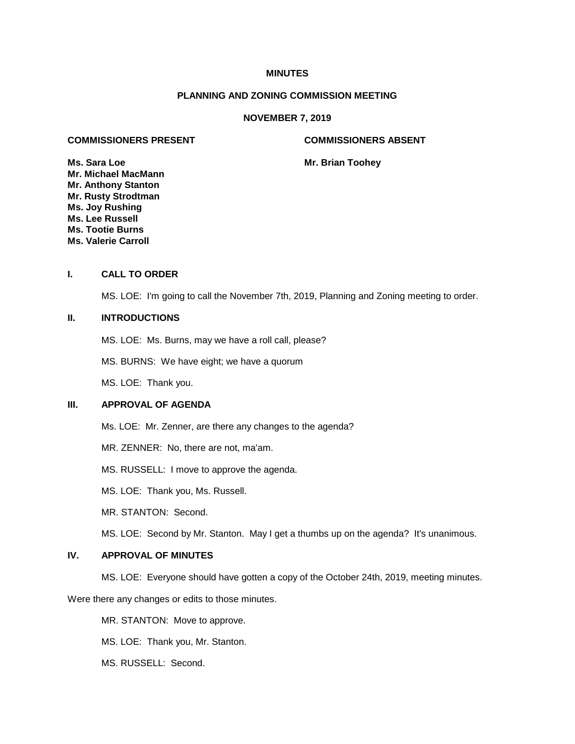**MINUTES**

**PLANNING AND ZONING COMMISSION MEETING**

**NOVEMBER 7, 2019**

| COMMISSIONERS PRESENT | COMMISSIONERS ABSENT |
|---|---|
| Ms. Sara Loe | Mr. Brian Toohey |
| Mr. Michael MacMann | |
| Mr. Anthony Stanton | |
| Mr. Rusty Strodtman | |
| Ms. Joy Rushing | |
| Ms. Lee Russell | |
| Ms. Tootie Burns | |
| Ms. Valerie Carroll | |

## I. CALL TO ORDER

MS. LOE: I'm going to call the November 7th, 2019, Planning and Zoning meeting to order.

## II. INTRODUCTIONS

MS. LOE: Ms. Burns, may we have a roll call, please?

MS. BURNS: We have eight; we have a quorum

MS. LOE: Thank you.

## III. APPROVAL OF AGENDA

Ms. LOE: Mr. Zenner, are there any changes to the agenda?

MR. ZENNER: No, there are not, ma'am.

MS. RUSSELL: I move to approve the agenda.

MS. LOE: Thank you, Ms. Russell.

MR. STANTON: Second.

MS. LOE: Second by Mr. Stanton. May I get a thumbs up on the agenda? It's unanimous.

## IV. APPROVAL OF MINUTES

MS. LOE: Everyone should have gotten a copy of the October 24th, 2019, meeting minutes. Were there any changes or edits to those minutes.

MR. STANTON: Move to approve.

MS. LOE: Thank you, Mr. Stanton.

MS. RUSSELL: Second.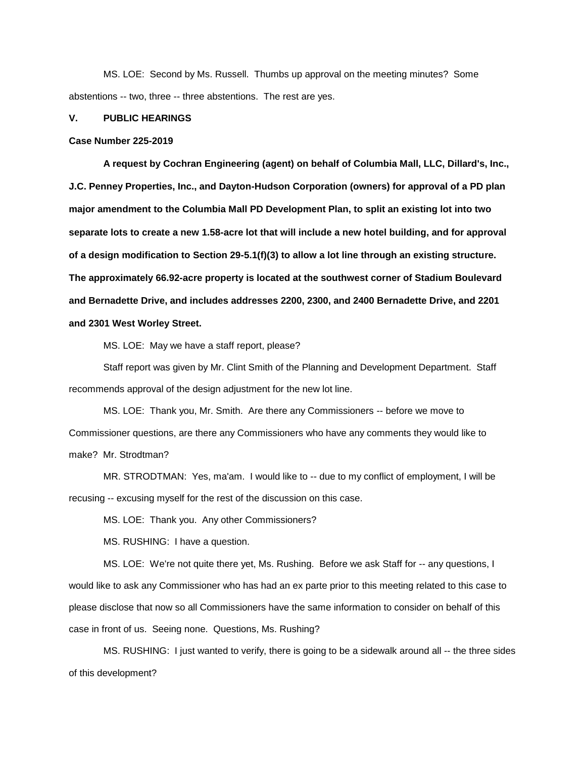MS. LOE: Second by Ms. Russell. Thumbs up approval on the meeting minutes? Some abstentions -- two, three -- three abstentions. The rest are yes.

**V. PUBLIC HEARINGS**

**Case Number 225-2019**

**A request by Cochran Engineering (agent) on behalf of Columbia Mall, LLC, Dillard's, Inc., J.C. Penney Properties, Inc., and Dayton-Hudson Corporation (owners) for approval of a PD plan major amendment to the Columbia Mall PD Development Plan, to split an existing lot into two separate lots to create a new 1.58-acre lot that will include a new hotel building, and for approval of a design modification to Section 29-5.1(f)(3) to allow a lot line through an existing structure. The approximately 66.92-acre property is located at the southwest corner of Stadium Boulevard and Bernadette Drive, and includes addresses 2200, 2300, and 2400 Bernadette Drive, and 2201 and 2301 West Worley Street.**

MS. LOE: May we have a staff report, please?

Staff report was given by Mr. Clint Smith of the Planning and Development Department. Staff recommends approval of the design adjustment for the new lot line.

MS. LOE: Thank you, Mr. Smith. Are there any Commissioners -- before we move to Commissioner questions, are there any Commissioners who have any comments they would like to make? Mr. Strodtman?

MR. STRODTMAN: Yes, ma'am. I would like to -- due to my conflict of employment, I will be recusing -- excusing myself for the rest of the discussion on this case.

MS. LOE: Thank you. Any other Commissioners?

MS. RUSHING: I have a question.

MS. LOE: We're not quite there yet, Ms. Rushing. Before we ask Staff for -- any questions, I would like to ask any Commissioner who has had an ex parte prior to this meeting related to this case to please disclose that now so all Commissioners have the same information to consider on behalf of this case in front of us. Seeing none. Questions, Ms. Rushing?

MS. RUSHING: I just wanted to verify, there is going to be a sidewalk around all -- the three sides of this development?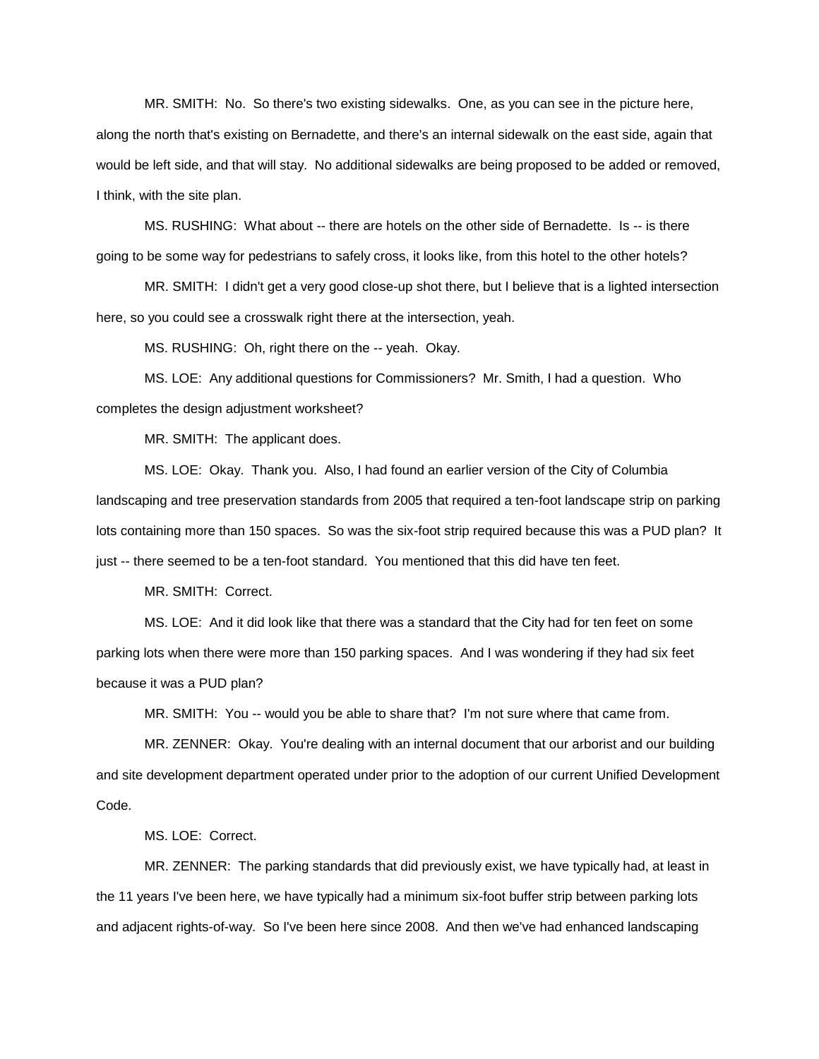MR. SMITH: No. So there's two existing sidewalks. One, as you can see in the picture here, along the north that's existing on Bernadette, and there's an internal sidewalk on the east side, again that would be left side, and that will stay. No additional sidewalks are being proposed to be added or removed, I think, with the site plan.

MS. RUSHING: What about -- there are hotels on the other side of Bernadette. Is -- is there going to be some way for pedestrians to safely cross, it looks like, from this hotel to the other hotels?

MR. SMITH: I didn't get a very good close-up shot there, but I believe that is a lighted intersection here, so you could see a crosswalk right there at the intersection, yeah.

MS. RUSHING: Oh, right there on the -- yeah. Okay.

MS. LOE: Any additional questions for Commissioners? Mr. Smith, I had a question. Who completes the design adjustment worksheet?

MR. SMITH: The applicant does.

MS. LOE: Okay. Thank you. Also, I had found an earlier version of the City of Columbia landscaping and tree preservation standards from 2005 that required a ten-foot landscape strip on parking lots containing more than 150 spaces. So was the six-foot strip required because this was a PUD plan? It just -- there seemed to be a ten-foot standard. You mentioned that this did have ten feet.

MR. SMITH: Correct.

MS. LOE: And it did look like that there was a standard that the City had for ten feet on some parking lots when there were more than 150 parking spaces. And I was wondering if they had six feet because it was a PUD plan?

MR. SMITH: You -- would you be able to share that? I'm not sure where that came from.

MR. ZENNER: Okay. You're dealing with an internal document that our arborist and our building and site development department operated under prior to the adoption of our current Unified Development Code.

MS. LOE: Correct.

MR. ZENNER: The parking standards that did previously exist, we have typically had, at least in the 11 years I've been here, we have typically had a minimum six-foot buffer strip between parking lots and adjacent rights-of-way. So I've been here since 2008. And then we've had enhanced landscaping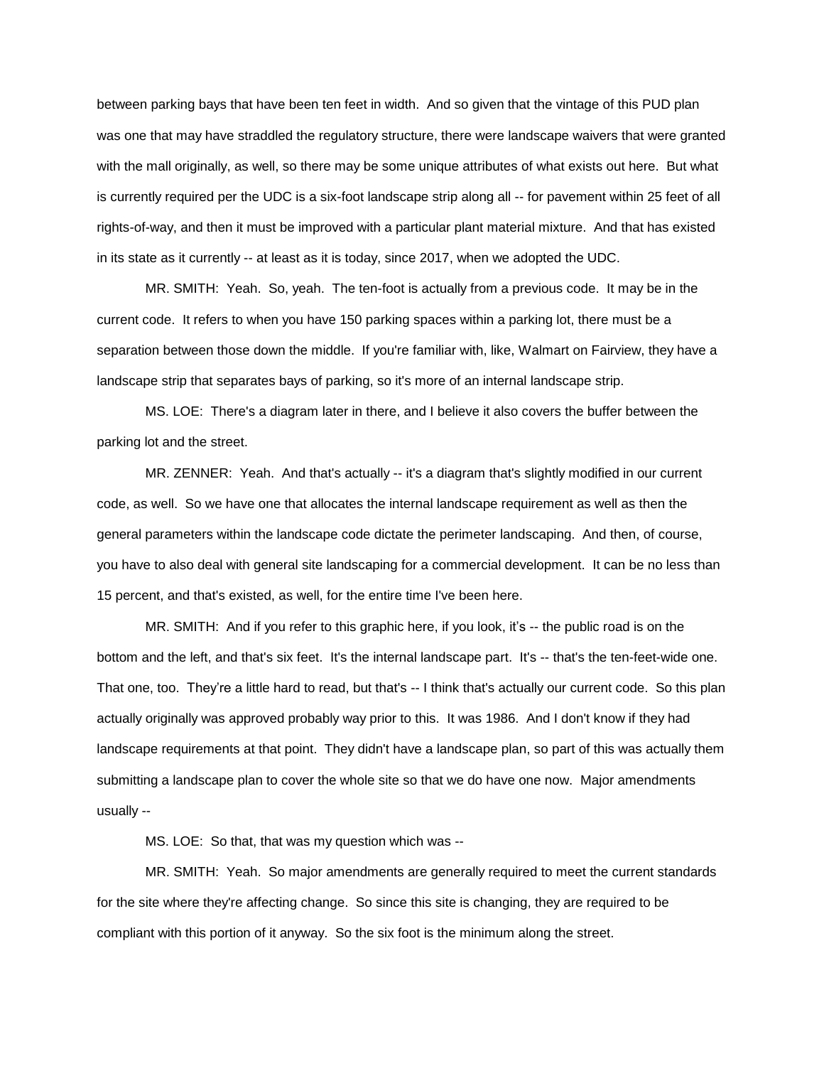between parking bays that have been ten feet in width. And so given that the vintage of this PUD plan was one that may have straddled the regulatory structure, there were landscape waivers that were granted with the mall originally, as well, so there may be some unique attributes of what exists out here. But what is currently required per the UDC is a six-foot landscape strip along all -- for pavement within 25 feet of all rights-of-way, and then it must be improved with a particular plant material mixture. And that has existed in its state as it currently -- at least as it is today, since 2017, when we adopted the UDC.

MR. SMITH: Yeah. So, yeah. The ten-foot is actually from a previous code. It may be in the current code. It refers to when you have 150 parking spaces within a parking lot, there must be a separation between those down the middle. If you're familiar with, like, Walmart on Fairview, they have a landscape strip that separates bays of parking, so it's more of an internal landscape strip.

MS. LOE: There's a diagram later in there, and I believe it also covers the buffer between the parking lot and the street.

MR. ZENNER: Yeah. And that's actually -- it's a diagram that's slightly modified in our current code, as well. So we have one that allocates the internal landscape requirement as well as then the general parameters within the landscape code dictate the perimeter landscaping. And then, of course, you have to also deal with general site landscaping for a commercial development. It can be no less than 15 percent, and that's existed, as well, for the entire time I've been here.

MR. SMITH: And if you refer to this graphic here, if you look, it's -- the public road is on the bottom and the left, and that's six feet. It's the internal landscape part. It's -- that's the ten-feet-wide one. That one, too. They're a little hard to read, but that's -- I think that's actually our current code. So this plan actually originally was approved probably way prior to this. It was 1986. And I don't know if they had landscape requirements at that point. They didn't have a landscape plan, so part of this was actually them submitting a landscape plan to cover the whole site so that we do have one now. Major amendments usually --

MS. LOE: So that, that was my question which was --

MR. SMITH: Yeah. So major amendments are generally required to meet the current standards for the site where they're affecting change. So since this site is changing, they are required to be compliant with this portion of it anyway. So the six foot is the minimum along the street.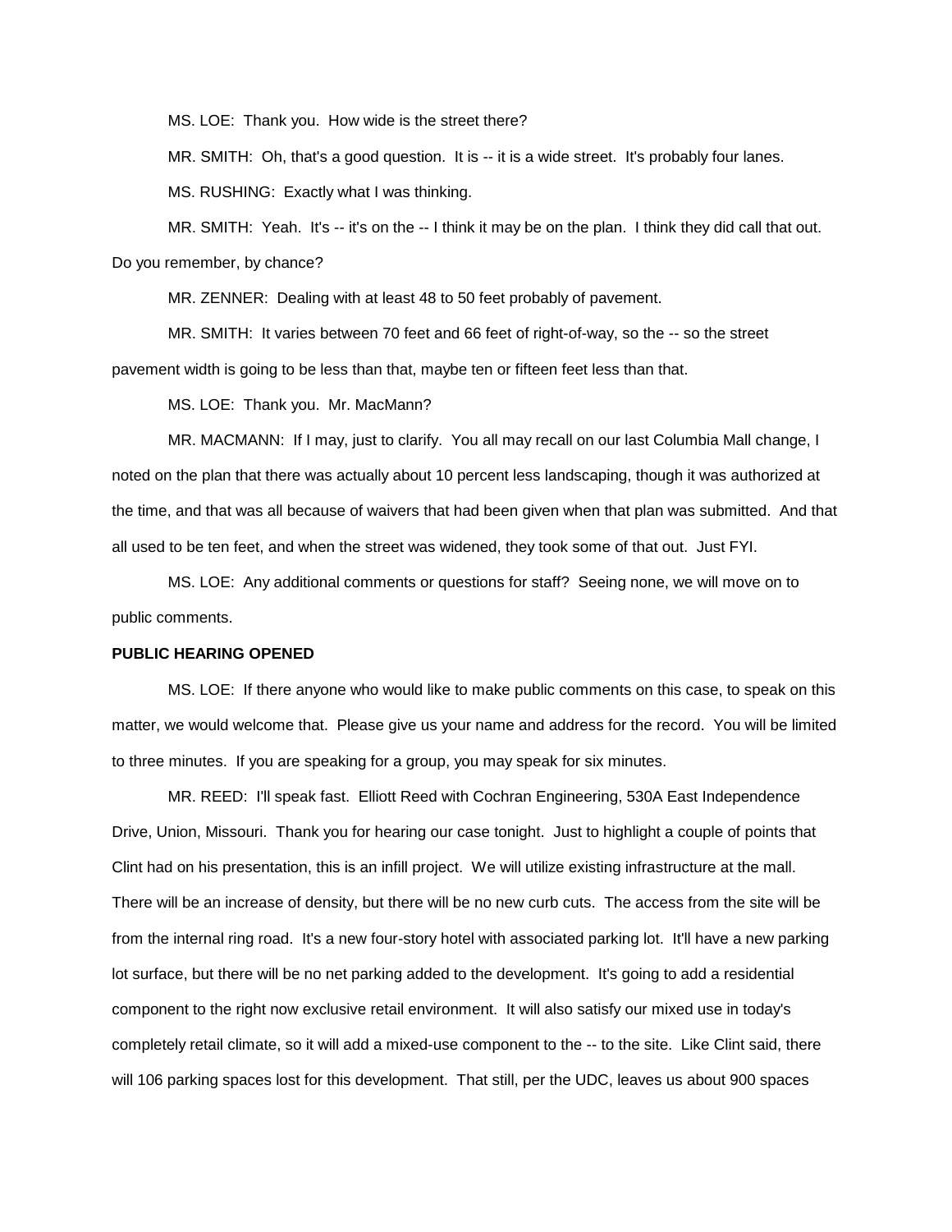MS. LOE: Thank you. How wide is the street there?

MR. SMITH: Oh, that's a good question. It is -- it is a wide street. It's probably four lanes.

MS. RUSHING: Exactly what I was thinking.

MR. SMITH: Yeah. It's -- it's on the -- I think it may be on the plan. I think they did call that out. Do you remember, by chance?

MR. ZENNER: Dealing with at least 48 to 50 feet probably of pavement.

MR. SMITH: It varies between 70 feet and 66 feet of right-of-way, so the -- so the street pavement width is going to be less than that, maybe ten or fifteen feet less than that.

MS. LOE: Thank you. Mr. MacMann?

MR. MACMANN: If I may, just to clarify. You all may recall on our last Columbia Mall change, I noted on the plan that there was actually about 10 percent less landscaping, though it was authorized at the time, and that was all because of waivers that had been given when that plan was submitted. And that all used to be ten feet, and when the street was widened, they took some of that out. Just FYI.

MS. LOE: Any additional comments or questions for staff? Seeing none, we will move on to public comments.

**PUBLIC HEARING OPENED**

MS. LOE: If there anyone who would like to make public comments on this case, to speak on this matter, we would welcome that. Please give us your name and address for the record. You will be limited to three minutes. If you are speaking for a group, you may speak for six minutes.

MR. REED: I'll speak fast. Elliott Reed with Cochran Engineering, 530A East Independence Drive, Union, Missouri. Thank you for hearing our case tonight. Just to highlight a couple of points that Clint had on his presentation, this is an infill project. We will utilize existing infrastructure at the mall. There will be an increase of density, but there will be no new curb cuts. The access from the site will be from the internal ring road. It's a new four-story hotel with associated parking lot. It'll have a new parking lot surface, but there will be no net parking added to the development. It's going to add a residential component to the right now exclusive retail environment. It will also satisfy our mixed use in today's completely retail climate, so it will add a mixed-use component to the -- to the site. Like Clint said, there will 106 parking spaces lost for this development. That still, per the UDC, leaves us about 900 spaces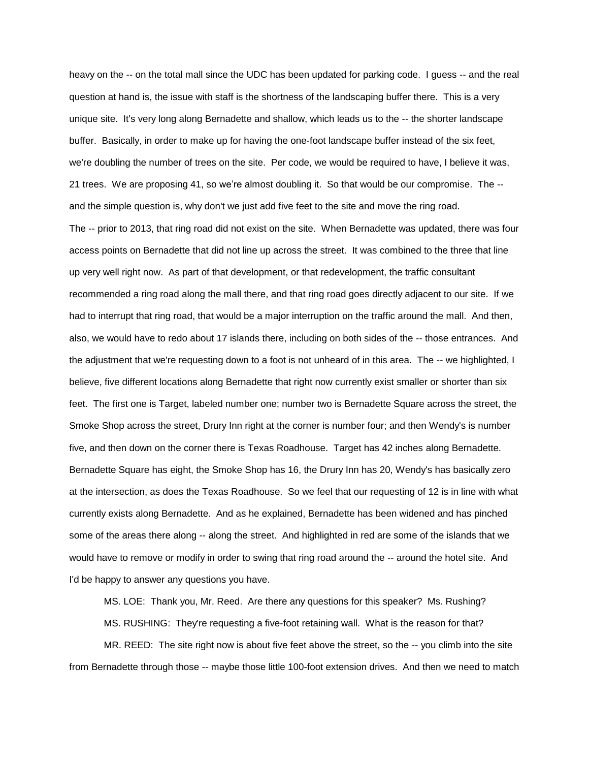heavy on the -- on the total mall since the UDC has been updated for parking code. I guess -- and the real question at hand is, the issue with staff is the shortness of the landscaping buffer there. This is a very unique site. It's very long along Bernadette and shallow, which leads us to the -- the shorter landscape buffer. Basically, in order to make up for having the one-foot landscape buffer instead of the six feet, we're doubling the number of trees on the site. Per code, we would be required to have, I believe it was, 21 trees. We are proposing 41, so we're almost doubling it. So that would be our compromise. The -- and the simple question is, why don't we just add five feet to the site and move the ring road.

The -- prior to 2013, that ring road did not exist on the site. When Bernadette was updated, there was four access points on Bernadette that did not line up across the street. It was combined to the three that line up very well right now. As part of that development, or that redevelopment, the traffic consultant recommended a ring road along the mall there, and that ring road goes directly adjacent to our site. If we had to interrupt that ring road, that would be a major interruption on the traffic around the mall. And then, also, we would have to redo about 17 islands there, including on both sides of the -- those entrances. And the adjustment that we're requesting down to a foot is not unheard of in this area. The -- we highlighted, I believe, five different locations along Bernadette that right now currently exist smaller or shorter than six feet. The first one is Target, labeled number one; number two is Bernadette Square across the street, the Smoke Shop across the street, Drury Inn right at the corner is number four; and then Wendy's is number five, and then down on the corner there is Texas Roadhouse. Target has 42 inches along Bernadette. Bernadette Square has eight, the Smoke Shop has 16, the Drury Inn has 20, Wendy's has basically zero at the intersection, as does the Texas Roadhouse. So we feel that our requesting of 12 is in line with what currently exists along Bernadette. And as he explained, Bernadette has been widened and has pinched some of the areas there along -- along the street. And highlighted in red are some of the islands that we would have to remove or modify in order to swing that ring road around the -- around the hotel site. And I'd be happy to answer any questions you have.

MS. LOE: Thank you, Mr. Reed. Are there any questions for this speaker? Ms. Rushing?

MS. RUSHING: They're requesting a five-foot retaining wall. What is the reason for that?

MR. REED: The site right now is about five feet above the street, so the -- you climb into the site from Bernadette through those -- maybe those little 100-foot extension drives. And then we need to match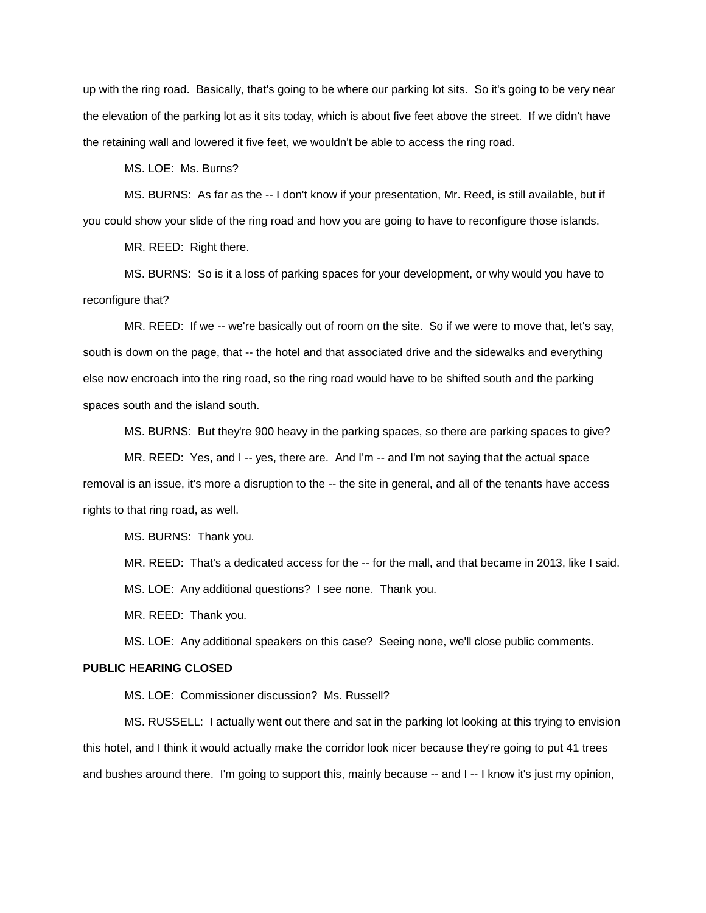up with the ring road. Basically, that's going to be where our parking lot sits. So it's going to be very near the elevation of the parking lot as it sits today, which is about five feet above the street. If we didn't have the retaining wall and lowered it five feet, we wouldn't be able to access the ring road.

MS. LOE: Ms. Burns?

MS. BURNS: As far as the -- I don't know if your presentation, Mr. Reed, is still available, but if you could show your slide of the ring road and how you are going to have to reconfigure those islands.

MR. REED: Right there.

MS. BURNS: So is it a loss of parking spaces for your development, or why would you have to reconfigure that?

MR. REED: If we -- we're basically out of room on the site. So if we were to move that, let's say, south is down on the page, that -- the hotel and that associated drive and the sidewalks and everything else now encroach into the ring road, so the ring road would have to be shifted south and the parking spaces south and the island south.

MS. BURNS: But they're 900 heavy in the parking spaces, so there are parking spaces to give?

MR. REED: Yes, and I -- yes, there are. And I'm -- and I'm not saying that the actual space removal is an issue, it's more a disruption to the -- the site in general, and all of the tenants have access rights to that ring road, as well.

MS. BURNS: Thank you.

MR. REED: That's a dedicated access for the -- for the mall, and that became in 2013, like I said.

MS. LOE: Any additional questions? I see none. Thank you.

MR. REED: Thank you.

MS. LOE: Any additional speakers on this case? Seeing none, we'll close public comments.

**PUBLIC HEARING CLOSED**

MS. LOE: Commissioner discussion? Ms. Russell?

MS. RUSSELL: I actually went out there and sat in the parking lot looking at this trying to envision this hotel, and I think it would actually make the corridor look nicer because they're going to put 41 trees and bushes around there. I'm going to support this, mainly because -- and I -- I know it's just my opinion,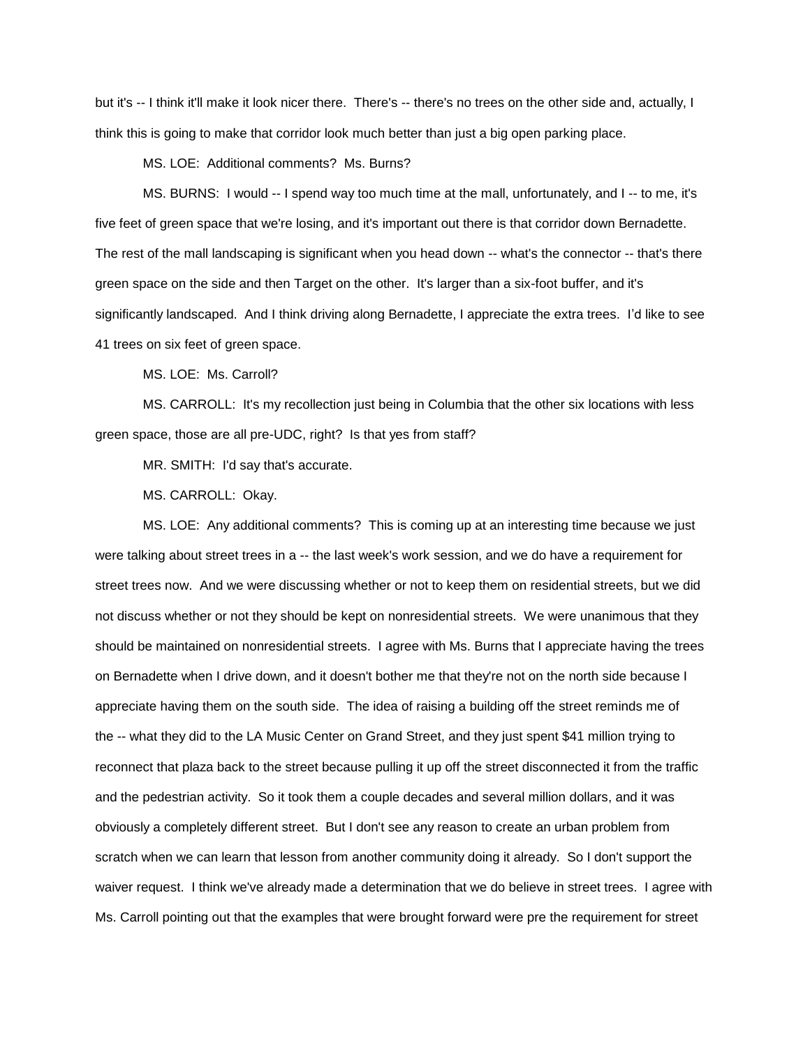but it's -- I think it'll make it look nicer there. There's -- there's no trees on the other side and, actually, I think this is going to make that corridor look much better than just a big open parking place.

MS. LOE: Additional comments? Ms. Burns?

MS. BURNS: I would -- I spend way too much time at the mall, unfortunately, and I -- to me, it's five feet of green space that we're losing, and it's important out there is that corridor down Bernadette. The rest of the mall landscaping is significant when you head down -- what's the connector -- that's there green space on the side and then Target on the other. It's larger than a six-foot buffer, and it's significantly landscaped. And I think driving along Bernadette, I appreciate the extra trees. I'd like to see 41 trees on six feet of green space.

MS. LOE: Ms. Carroll?

MS. CARROLL: It's my recollection just being in Columbia that the other six locations with less green space, those are all pre-UDC, right? Is that yes from staff?

MR. SMITH: I'd say that's accurate.

MS. CARROLL: Okay.

MS. LOE: Any additional comments? This is coming up at an interesting time because we just were talking about street trees in a -- the last week's work session, and we do have a requirement for street trees now. And we were discussing whether or not to keep them on residential streets, but we did not discuss whether or not they should be kept on nonresidential streets. We were unanimous that they should be maintained on nonresidential streets. I agree with Ms. Burns that I appreciate having the trees on Bernadette when I drive down, and it doesn't bother me that they're not on the north side because I appreciate having them on the south side. The idea of raising a building off the street reminds me of the -- what they did to the LA Music Center on Grand Street, and they just spent $41 million trying to reconnect that plaza back to the street because pulling it up off the street disconnected it from the traffic and the pedestrian activity. So it took them a couple decades and several million dollars, and it was obviously a completely different street. But I don't see any reason to create an urban problem from scratch when we can learn that lesson from another community doing it already. So I don't support the waiver request. I think we've already made a determination that we do believe in street trees. I agree with Ms. Carroll pointing out that the examples that were brought forward were pre the requirement for street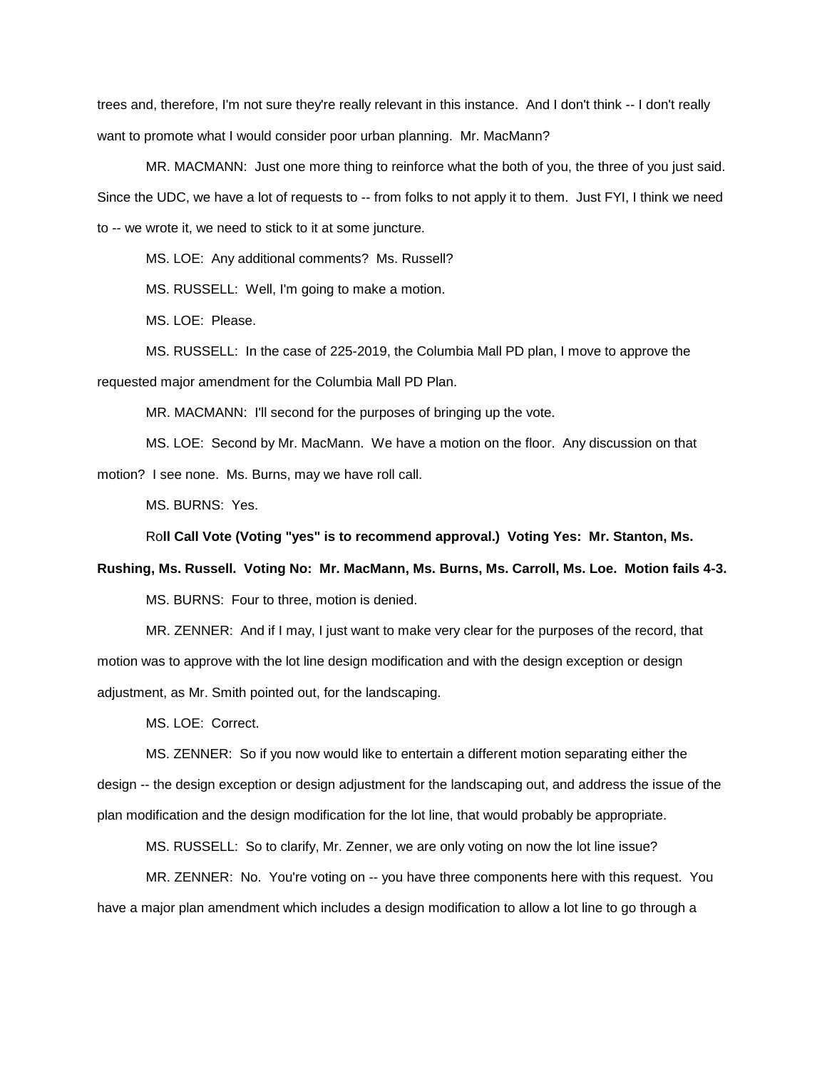trees and, therefore, I'm not sure they're really relevant in this instance. And I don't think -- I don't really want to promote what I would consider poor urban planning. Mr. MacMann?

MR. MACMANN: Just one more thing to reinforce what the both of you, the three of you just said. Since the UDC, we have a lot of requests to -- from folks to not apply it to them. Just FYI, I think we need to -- we wrote it, we need to stick to it at some juncture.

MS. LOE: Any additional comments? Ms. Russell?

MS. RUSSELL: Well, I'm going to make a motion.

MS. LOE: Please.

MS. RUSSELL: In the case of 225-2019, the Columbia Mall PD plan, I move to approve the requested major amendment for the Columbia Mall PD Plan.

MR. MACMANN: I'll second for the purposes of bringing up the vote.

MS. LOE: Second by Mr. MacMann. We have a motion on the floor. Any discussion on that motion? I see none. Ms. Burns, may we have roll call.

MS. BURNS: Yes.

Ro**ll Call Vote (Voting "yes" is to recommend approval.) Voting Yes: Mr. Stanton, Ms. Rushing, Ms. Russell. Voting No: Mr. MacMann, Ms. Burns, Ms. Carroll, Ms. Loe. Motion fails 4-3.**

MS. BURNS: Four to three, motion is denied.

MR. ZENNER: And if I may, I just want to make very clear for the purposes of the record, that motion was to approve with the lot line design modification and with the design exception or design adjustment, as Mr. Smith pointed out, for the landscaping.

MS. LOE: Correct.

MS. ZENNER: So if you now would like to entertain a different motion separating either the design -- the design exception or design adjustment for the landscaping out, and address the issue of the plan modification and the design modification for the lot line, that would probably be appropriate.

MS. RUSSELL: So to clarify, Mr. Zenner, we are only voting on now the lot line issue?

MR. ZENNER: No. You're voting on -- you have three components here with this request. You have a major plan amendment which includes a design modification to allow a lot line to go through a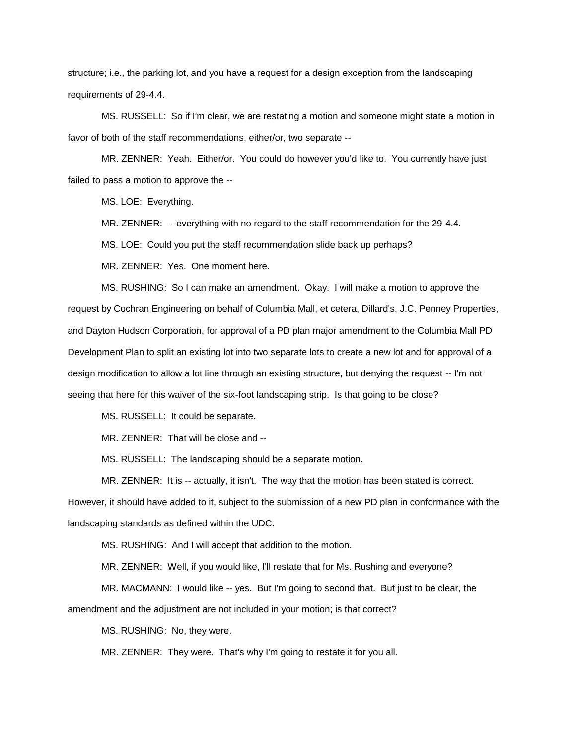structure; i.e., the parking lot, and you have a request for a design exception from the landscaping requirements of 29-4.4.

MS. RUSSELL: So if I'm clear, we are restating a motion and someone might state a motion in favor of both of the staff recommendations, either/or, two separate --

MR. ZENNER: Yeah. Either/or. You could do however you'd like to. You currently have just failed to pass a motion to approve the --

MS. LOE: Everything.

MR. ZENNER: -- everything with no regard to the staff recommendation for the 29-4.4.

MS. LOE: Could you put the staff recommendation slide back up perhaps?

MR. ZENNER: Yes. One moment here.

MS. RUSHING: So I can make an amendment. Okay. I will make a motion to approve the request by Cochran Engineering on behalf of Columbia Mall, et cetera, Dillard's, J.C. Penney Properties, and Dayton Hudson Corporation, for approval of a PD plan major amendment to the Columbia Mall PD Development Plan to split an existing lot into two separate lots to create a new lot and for approval of a design modification to allow a lot line through an existing structure, but denying the request -- I'm not seeing that here for this waiver of the six-foot landscaping strip. Is that going to be close?

MS. RUSSELL: It could be separate.

MR. ZENNER: That will be close and --

MS. RUSSELL: The landscaping should be a separate motion.

MR. ZENNER: It is -- actually, it isn't. The way that the motion has been stated is correct. However, it should have added to it, subject to the submission of a new PD plan in conformance with the landscaping standards as defined within the UDC.

MS. RUSHING: And I will accept that addition to the motion.

MR. ZENNER: Well, if you would like, I'll restate that for Ms. Rushing and everyone?

MR. MACMANN: I would like -- yes. But I'm going to second that. But just to be clear, the amendment and the adjustment are not included in your motion; is that correct?

MS. RUSHING: No, they were.

MR. ZENNER: They were. That's why I'm going to restate it for you all.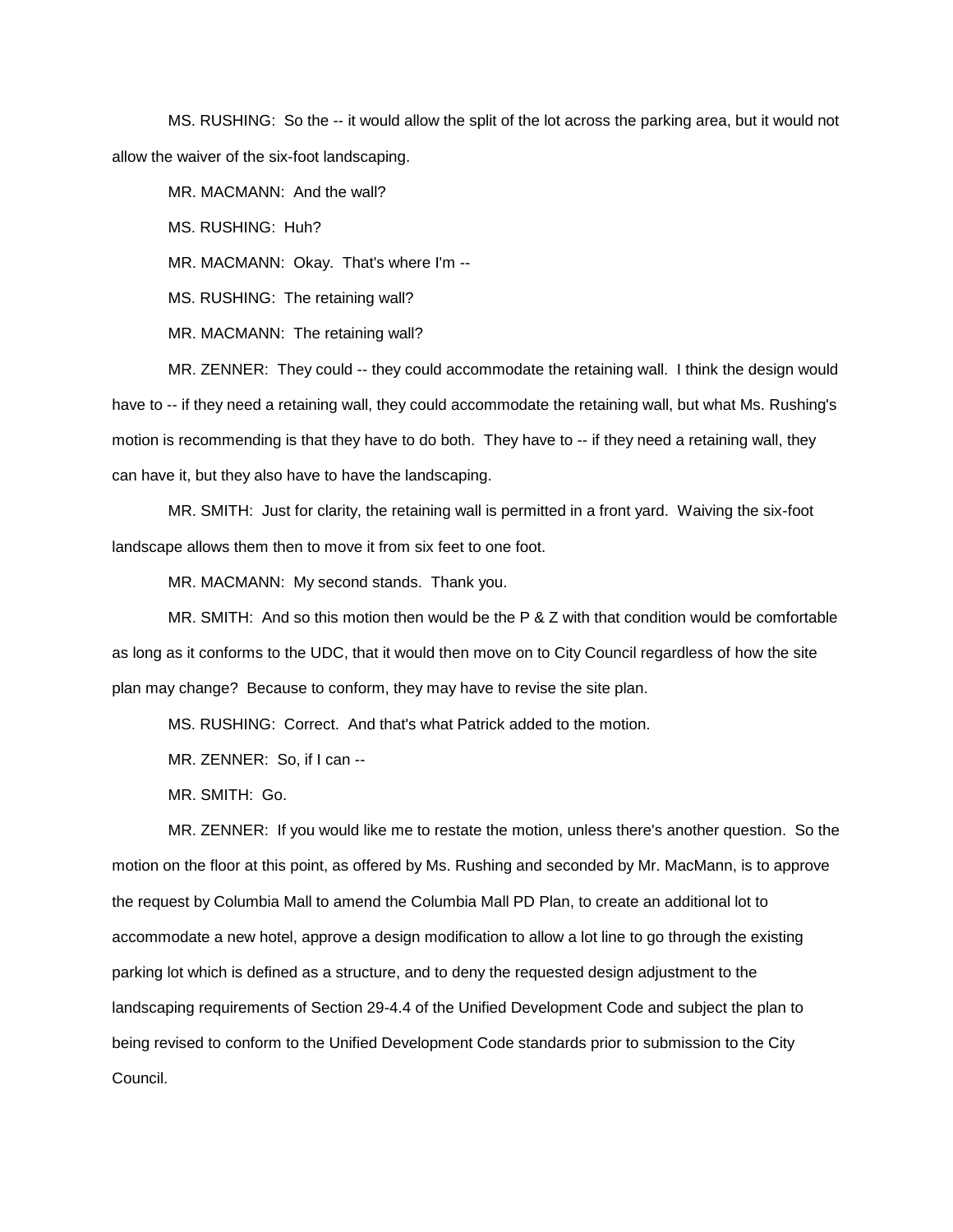MS. RUSHING: So the -- it would allow the split of the lot across the parking area, but it would not allow the waiver of the six-foot landscaping.

MR. MACMANN: And the wall?

MS. RUSHING: Huh?

MR. MACMANN: Okay. That's where I'm --

MS. RUSHING: The retaining wall?

MR. MACMANN: The retaining wall?

MR. ZENNER: They could -- they could accommodate the retaining wall. I think the design would have to -- if they need a retaining wall, they could accommodate the retaining wall, but what Ms. Rushing's motion is recommending is that they have to do both. They have to -- if they need a retaining wall, they can have it, but they also have to have the landscaping.

MR. SMITH: Just for clarity, the retaining wall is permitted in a front yard. Waiving the six-foot landscape allows them then to move it from six feet to one foot.

MR. MACMANN: My second stands. Thank you.

MR. SMITH: And so this motion then would be the P & Z with that condition would be comfortable as long as it conforms to the UDC, that it would then move on to City Council regardless of how the site plan may change? Because to conform, they may have to revise the site plan.

MS. RUSHING: Correct. And that's what Patrick added to the motion.

MR. ZENNER: So, if I can --

MR. SMITH: Go.

MR. ZENNER: If you would like me to restate the motion, unless there's another question. So the motion on the floor at this point, as offered by Ms. Rushing and seconded by Mr. MacMann, is to approve the request by Columbia Mall to amend the Columbia Mall PD Plan, to create an additional lot to accommodate a new hotel, approve a design modification to allow a lot line to go through the existing parking lot which is defined as a structure, and to deny the requested design adjustment to the landscaping requirements of Section 29-4.4 of the Unified Development Code and subject the plan to being revised to conform to the Unified Development Code standards prior to submission to the City Council.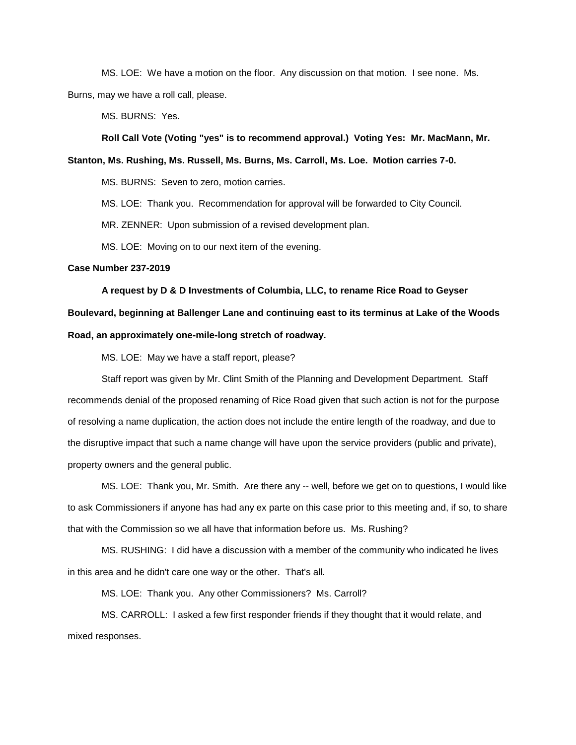MS. LOE: We have a motion on the floor. Any discussion on that motion. I see none. Ms. Burns, may we have a roll call, please.

MS. BURNS: Yes.

**Roll Call Vote (Voting "yes" is to recommend approval.) Voting Yes: Mr. MacMann, Mr. Stanton, Ms. Rushing, Ms. Russell, Ms. Burns, Ms. Carroll, Ms. Loe. Motion carries 7-0.**

MS. BURNS: Seven to zero, motion carries.

MS. LOE: Thank you. Recommendation for approval will be forwarded to City Council.

MR. ZENNER: Upon submission of a revised development plan.

MS. LOE: Moving on to our next item of the evening.

**Case Number 237-2019**

**A request by D & D Investments of Columbia, LLC, to rename Rice Road to Geyser Boulevard, beginning at Ballenger Lane and continuing east to its terminus at Lake of the Woods Road, an approximately one-mile-long stretch of roadway.**

MS. LOE: May we have a staff report, please?

Staff report was given by Mr. Clint Smith of the Planning and Development Department. Staff recommends denial of the proposed renaming of Rice Road given that such action is not for the purpose of resolving a name duplication, the action does not include the entire length of the roadway, and due to the disruptive impact that such a name change will have upon the service providers (public and private), property owners and the general public.

MS. LOE: Thank you, Mr. Smith. Are there any -- well, before we get on to questions, I would like to ask Commissioners if anyone has had any ex parte on this case prior to this meeting and, if so, to share that with the Commission so we all have that information before us. Ms. Rushing?

MS. RUSHING: I did have a discussion with a member of the community who indicated he lives in this area and he didn't care one way or the other. That's all.

MS. LOE: Thank you. Any other Commissioners? Ms. Carroll?

MS. CARROLL: I asked a few first responder friends if they thought that it would relate, and mixed responses.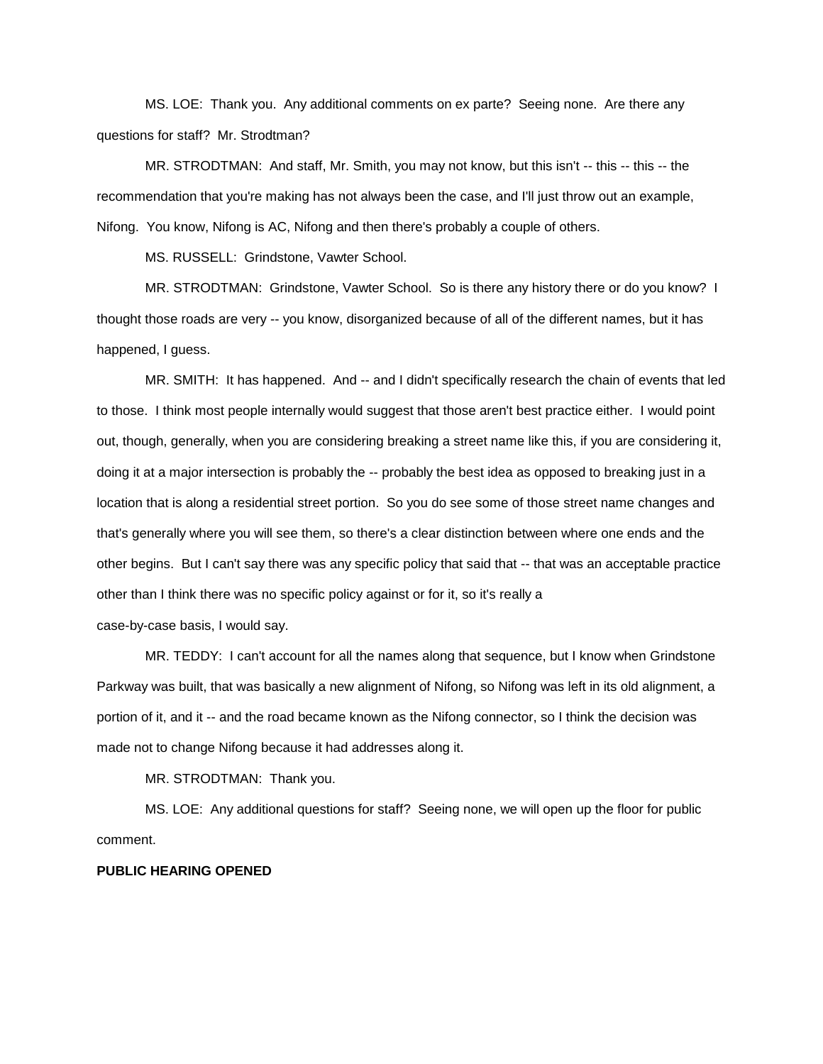MS. LOE: Thank you. Any additional comments on ex parte? Seeing none. Are there any questions for staff? Mr. Strodtman?

MR. STRODTMAN: And staff, Mr. Smith, you may not know, but this isn't -- this -- this -- the recommendation that you're making has not always been the case, and I'll just throw out an example, Nifong. You know, Nifong is AC, Nifong and then there's probably a couple of others.

MS. RUSSELL: Grindstone, Vawter School.

MR. STRODTMAN: Grindstone, Vawter School. So is there any history there or do you know? I thought those roads are very -- you know, disorganized because of all of the different names, but it has happened, I guess.

MR. SMITH: It has happened. And -- and I didn't specifically research the chain of events that led to those. I think most people internally would suggest that those aren't best practice either. I would point out, though, generally, when you are considering breaking a street name like this, if you are considering it, doing it at a major intersection is probably the -- probably the best idea as opposed to breaking just in a location that is along a residential street portion. So you do see some of those street name changes and that's generally where you will see them, so there's a clear distinction between where one ends and the other begins. But I can't say there was any specific policy that said that -- that was an acceptable practice other than I think there was no specific policy against or for it, so it's really a case-by-case basis, I would say.

MR. TEDDY: I can't account for all the names along that sequence, but I know when Grindstone Parkway was built, that was basically a new alignment of Nifong, so Nifong was left in its old alignment, a portion of it, and it -- and the road became known as the Nifong connector, so I think the decision was made not to change Nifong because it had addresses along it.

MR. STRODTMAN: Thank you.

MS. LOE: Any additional questions for staff? Seeing none, we will open up the floor for public comment.

**PUBLIC HEARING OPENED**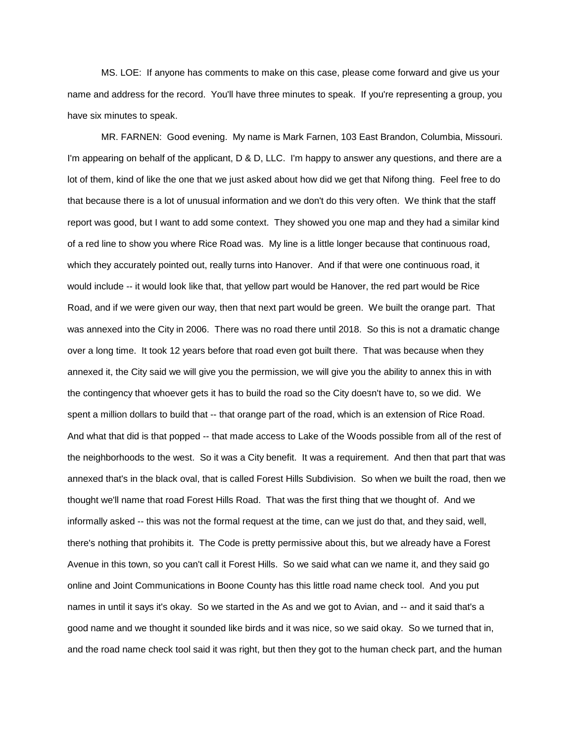MS. LOE: If anyone has comments to make on this case, please come forward and give us your name and address for the record. You'll have three minutes to speak. If you're representing a group, you have six minutes to speak.

MR. FARNEN: Good evening. My name is Mark Farnen, 103 East Brandon, Columbia, Missouri. I'm appearing on behalf of the applicant, D & D, LLC. I'm happy to answer any questions, and there are a lot of them, kind of like the one that we just asked about how did we get that Nifong thing. Feel free to do that because there is a lot of unusual information and we don't do this very often. We think that the staff report was good, but I want to add some context. They showed you one map and they had a similar kind of a red line to show you where Rice Road was. My line is a little longer because that continuous road, which they accurately pointed out, really turns into Hanover. And if that were one continuous road, it would include -- it would look like that, that yellow part would be Hanover, the red part would be Rice Road, and if we were given our way, then that next part would be green. We built the orange part. That was annexed into the City in 2006. There was no road there until 2018. So this is not a dramatic change over a long time. It took 12 years before that road even got built there. That was because when they annexed it, the City said we will give you the permission, we will give you the ability to annex this in with the contingency that whoever gets it has to build the road so the City doesn't have to, so we did. We spent a million dollars to build that -- that orange part of the road, which is an extension of Rice Road. And what that did is that popped -- that made access to Lake of the Woods possible from all of the rest of the neighborhoods to the west. So it was a City benefit. It was a requirement. And then that part that was annexed that's in the black oval, that is called Forest Hills Subdivision. So when we built the road, then we thought we'll name that road Forest Hills Road. That was the first thing that we thought of. And we informally asked -- this was not the formal request at the time, can we just do that, and they said, well, there's nothing that prohibits it. The Code is pretty permissive about this, but we already have a Forest Avenue in this town, so you can't call it Forest Hills. So we said what can we name it, and they said go online and Joint Communications in Boone County has this little road name check tool. And you put names in until it says it's okay. So we started in the As and we got to Avian, and -- and it said that's a good name and we thought it sounded like birds and it was nice, so we said okay. So we turned that in, and the road name check tool said it was right, but then they got to the human check part, and the human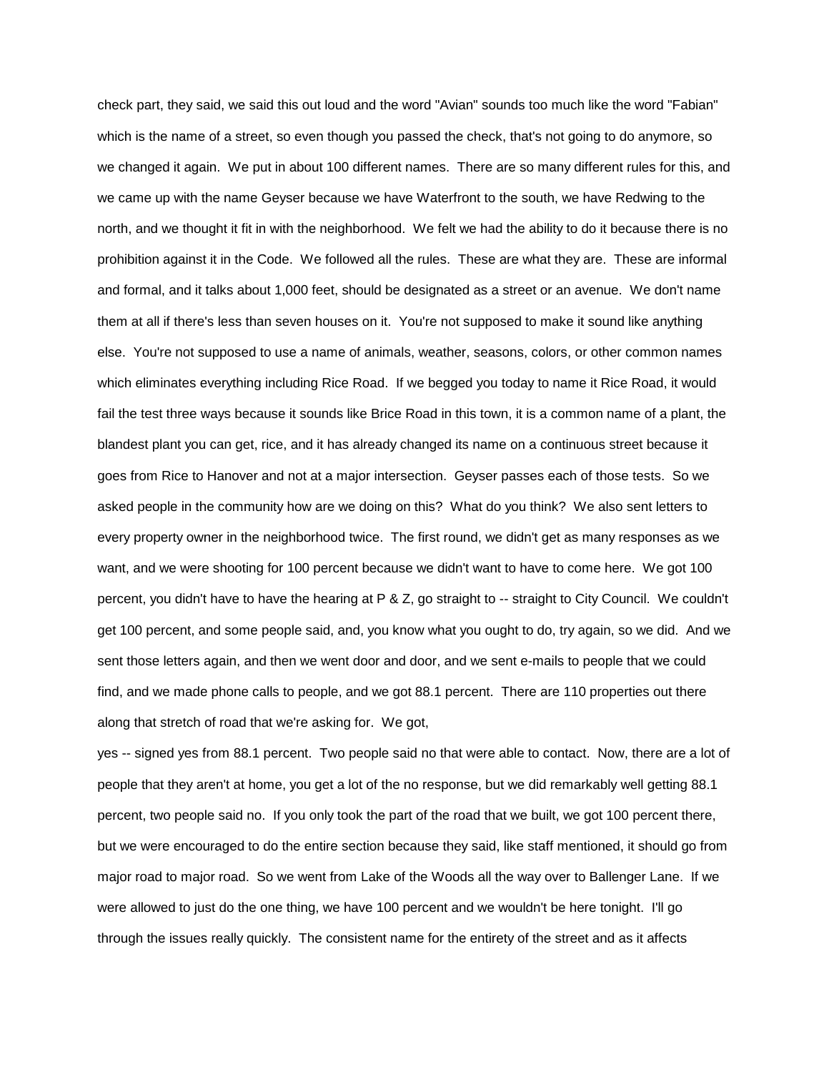check part, they said, we said this out loud and the word "Avian" sounds too much like the word "Fabian" which is the name of a street, so even though you passed the check, that's not going to do anymore, so we changed it again. We put in about 100 different names. There are so many different rules for this, and we came up with the name Geyser because we have Waterfront to the south, we have Redwing to the north, and we thought it fit in with the neighborhood. We felt we had the ability to do it because there is no prohibition against it in the Code. We followed all the rules. These are what they are. These are informal and formal, and it talks about 1,000 feet, should be designated as a street or an avenue. We don't name them at all if there's less than seven houses on it. You're not supposed to make it sound like anything else. You're not supposed to use a name of animals, weather, seasons, colors, or other common names which eliminates everything including Rice Road. If we begged you today to name it Rice Road, it would fail the test three ways because it sounds like Brice Road in this town, it is a common name of a plant, the blandest plant you can get, rice, and it has already changed its name on a continuous street because it goes from Rice to Hanover and not at a major intersection. Geyser passes each of those tests. So we asked people in the community how are we doing on this? What do you think? We also sent letters to every property owner in the neighborhood twice. The first round, we didn't get as many responses as we want, and we were shooting for 100 percent because we didn't want to have to come here. We got 100 percent, you didn't have to have the hearing at P & Z, go straight to -- straight to City Council. We couldn't get 100 percent, and some people said, and, you know what you ought to do, try again, so we did. And we sent those letters again, and then we went door and door, and we sent e-mails to people that we could find, and we made phone calls to people, and we got 88.1 percent. There are 110 properties out there along that stretch of road that we're asking for. We got,

yes -- signed yes from 88.1 percent. Two people said no that were able to contact. Now, there are a lot of people that they aren't at home, you get a lot of the no response, but we did remarkably well getting 88.1 percent, two people said no. If you only took the part of the road that we built, we got 100 percent there, but we were encouraged to do the entire section because they said, like staff mentioned, it should go from major road to major road. So we went from Lake of the Woods all the way over to Ballenger Lane. If we were allowed to just do the one thing, we have 100 percent and we wouldn't be here tonight. I'll go through the issues really quickly. The consistent name for the entirety of the street and as it affects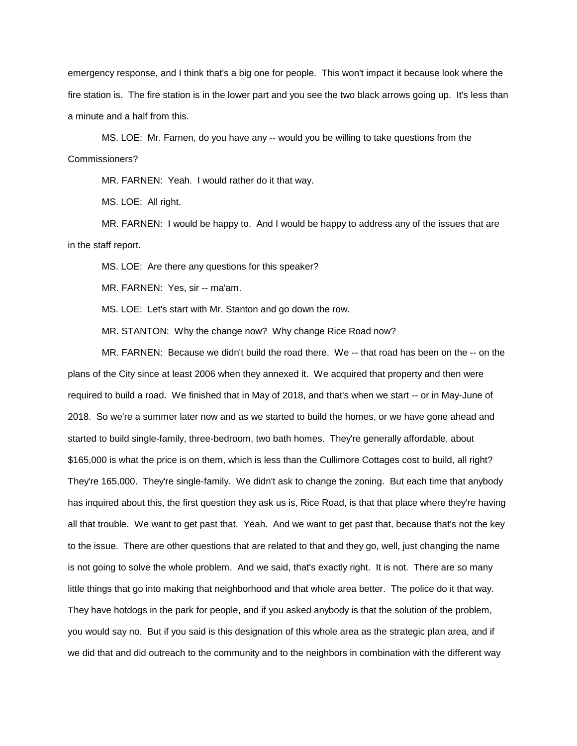emergency response, and I think that's a big one for people. This won't impact it because look where the fire station is. The fire station is in the lower part and you see the two black arrows going up. It's less than a minute and a half from this.

MS. LOE: Mr. Farnen, do you have any -- would you be willing to take questions from the Commissioners?

MR. FARNEN: Yeah. I would rather do it that way.

MS. LOE: All right.

MR. FARNEN: I would be happy to. And I would be happy to address any of the issues that are in the staff report.

MS. LOE: Are there any questions for this speaker?

MR. FARNEN: Yes, sir -- ma'am.

MS. LOE: Let's start with Mr. Stanton and go down the row.

MR. STANTON: Why the change now? Why change Rice Road now?

MR. FARNEN: Because we didn't build the road there. We -- that road has been on the -- on the plans of the City since at least 2006 when they annexed it. We acquired that property and then were required to build a road. We finished that in May of 2018, and that's when we start -- or in May-June of 2018. So we're a summer later now and as we started to build the homes, or we have gone ahead and started to build single-family, three-bedroom, two bath homes. They're generally affordable, about $165,000 is what the price is on them, which is less than the Cullimore Cottages cost to build, all right? They're 165,000. They're single-family. We didn't ask to change the zoning. But each time that anybody has inquired about this, the first question they ask us is, Rice Road, is that that place where they're having all that trouble. We want to get past that. Yeah. And we want to get past that, because that's not the key to the issue. There are other questions that are related to that and they go, well, just changing the name is not going to solve the whole problem. And we said, that's exactly right. It is not. There are so many little things that go into making that neighborhood and that whole area better. The police do it that way. They have hotdogs in the park for people, and if you asked anybody is that the solution of the problem, you would say no. But if you said is this designation of this whole area as the strategic plan area, and if we did that and did outreach to the community and to the neighbors in combination with the different way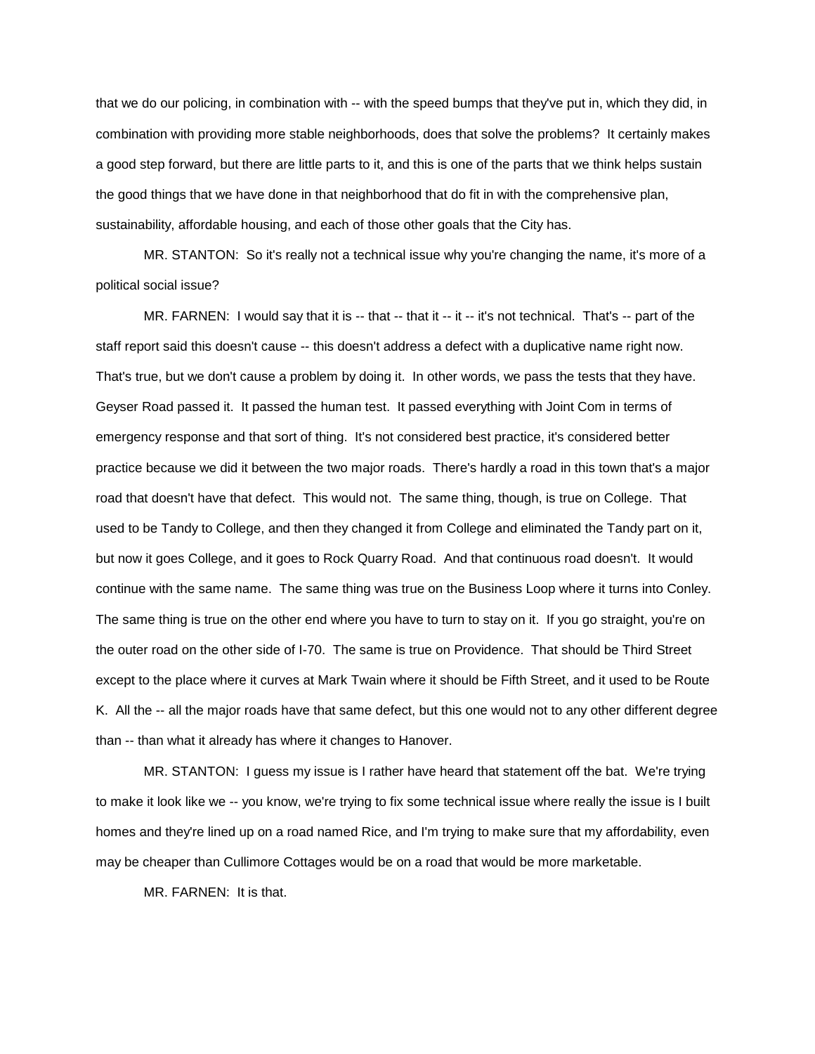that we do our policing, in combination with -- with the speed bumps that they've put in, which they did, in combination with providing more stable neighborhoods, does that solve the problems? It certainly makes a good step forward, but there are little parts to it, and this is one of the parts that we think helps sustain the good things that we have done in that neighborhood that do fit in with the comprehensive plan, sustainability, affordable housing, and each of those other goals that the City has.

MR. STANTON: So it's really not a technical issue why you're changing the name, it's more of a political social issue?

MR. FARNEN: I would say that it is -- that -- that it -- it -- it's not technical. That's -- part of the staff report said this doesn't cause -- this doesn't address a defect with a duplicative name right now. That's true, but we don't cause a problem by doing it. In other words, we pass the tests that they have. Geyser Road passed it. It passed the human test. It passed everything with Joint Com in terms of emergency response and that sort of thing. It's not considered best practice, it's considered better practice because we did it between the two major roads. There's hardly a road in this town that's a major road that doesn't have that defect. This would not. The same thing, though, is true on College. That used to be Tandy to College, and then they changed it from College and eliminated the Tandy part on it, but now it goes College, and it goes to Rock Quarry Road. And that continuous road doesn't. It would continue with the same name. The same thing was true on the Business Loop where it turns into Conley. The same thing is true on the other end where you have to turn to stay on it. If you go straight, you're on the outer road on the other side of I-70. The same is true on Providence. That should be Third Street except to the place where it curves at Mark Twain where it should be Fifth Street, and it used to be Route K. All the -- all the major roads have that same defect, but this one would not to any other different degree than -- than what it already has where it changes to Hanover.

MR. STANTON: I guess my issue is I rather have heard that statement off the bat. We're trying to make it look like we -- you know, we're trying to fix some technical issue where really the issue is I built homes and they're lined up on a road named Rice, and I'm trying to make sure that my affordability, even may be cheaper than Cullimore Cottages would be on a road that would be more marketable.

MR. FARNEN: It is that.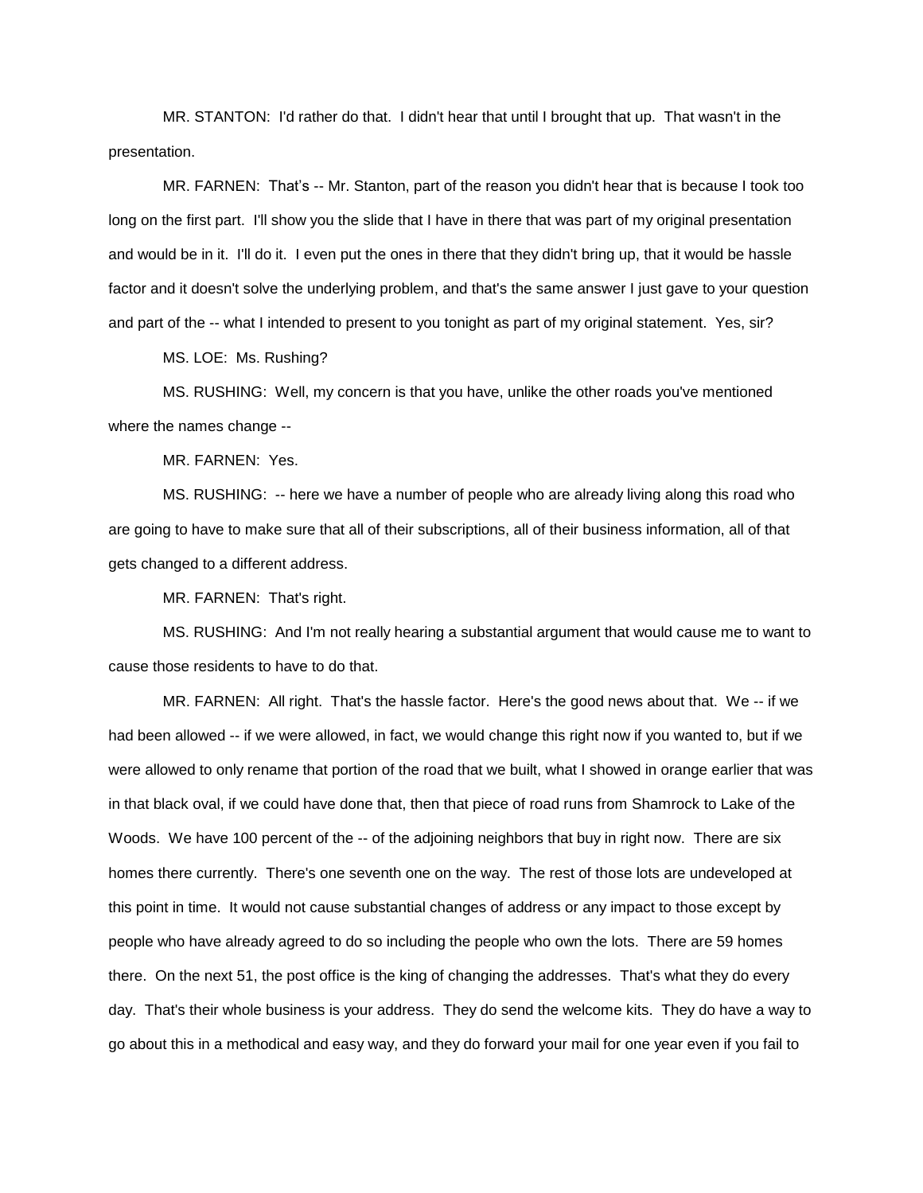MR. STANTON: I'd rather do that. I didn't hear that until I brought that up. That wasn't in the presentation.

MR. FARNEN: That’s -- Mr. Stanton, part of the reason you didn't hear that is because I took too long on the first part. I'll show you the slide that I have in there that was part of my original presentation and would be in it. I'll do it. I even put the ones in there that they didn't bring up, that it would be hassle factor and it doesn't solve the underlying problem, and that's the same answer I just gave to your question and part of the -- what I intended to present to you tonight as part of my original statement. Yes, sir?

MS. LOE: Ms. Rushing?

MS. RUSHING: Well, my concern is that you have, unlike the other roads you've mentioned where the names change --

MR. FARNEN: Yes.

MS. RUSHING: -- here we have a number of people who are already living along this road who are going to have to make sure that all of their subscriptions, all of their business information, all of that gets changed to a different address.

MR. FARNEN: That's right.

MS. RUSHING: And I'm not really hearing a substantial argument that would cause me to want to cause those residents to have to do that.

MR. FARNEN: All right. That's the hassle factor. Here's the good news about that. We -- if we had been allowed -- if we were allowed, in fact, we would change this right now if you wanted to, but if we were allowed to only rename that portion of the road that we built, what I showed in orange earlier that was in that black oval, if we could have done that, then that piece of road runs from Shamrock to Lake of the Woods. We have 100 percent of the -- of the adjoining neighbors that buy in right now. There are six homes there currently. There's one seventh one on the way. The rest of those lots are undeveloped at this point in time. It would not cause substantial changes of address or any impact to those except by people who have already agreed to do so including the people who own the lots. There are 59 homes there. On the next 51, the post office is the king of changing the addresses. That's what they do every day. That's their whole business is your address. They do send the welcome kits. They do have a way to go about this in a methodical and easy way, and they do forward your mail for one year even if you fail to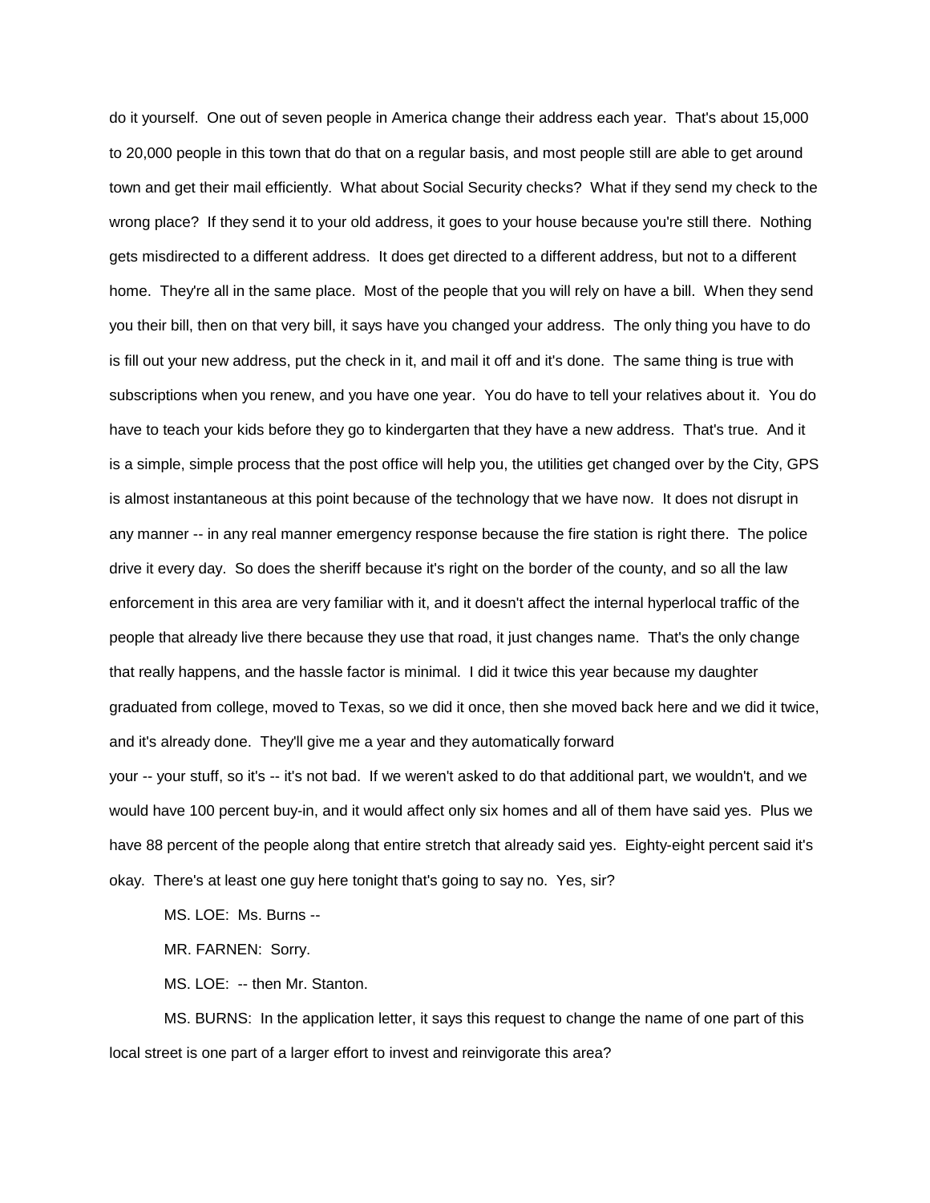do it yourself. One out of seven people in America change their address each year. That's about 15,000 to 20,000 people in this town that do that on a regular basis, and most people still are able to get around town and get their mail efficiently. What about Social Security checks? What if they send my check to the wrong place? If they send it to your old address, it goes to your house because you're still there. Nothing gets misdirected to a different address. It does get directed to a different address, but not to a different home. They're all in the same place. Most of the people that you will rely on have a bill. When they send you their bill, then on that very bill, it says have you changed your address. The only thing you have to do is fill out your new address, put the check in it, and mail it off and it's done. The same thing is true with subscriptions when you renew, and you have one year. You do have to tell your relatives about it. You do have to teach your kids before they go to kindergarten that they have a new address. That's true. And it is a simple, simple process that the post office will help you, the utilities get changed over by the City, GPS is almost instantaneous at this point because of the technology that we have now. It does not disrupt in any manner -- in any real manner emergency response because the fire station is right there. The police drive it every day. So does the sheriff because it's right on the border of the county, and so all the law enforcement in this area are very familiar with it, and it doesn't affect the internal hyperlocal traffic of the people that already live there because they use that road, it just changes name. That's the only change that really happens, and the hassle factor is minimal. I did it twice this year because my daughter graduated from college, moved to Texas, so we did it once, then she moved back here and we did it twice, and it's already done. They'll give me a year and they automatically forward your -- your stuff, so it's -- it's not bad. If we weren't asked to do that additional part, we wouldn't, and we would have 100 percent buy-in, and it would affect only six homes and all of them have said yes. Plus we have 88 percent of the people along that entire stretch that already said yes. Eighty-eight percent said it's okay. There's at least one guy here tonight that's going to say no. Yes, sir?

MS. LOE: Ms. Burns --

MR. FARNEN: Sorry.

MS. LOE: -- then Mr. Stanton.

MS. BURNS: In the application letter, it says this request to change the name of one part of this local street is one part of a larger effort to invest and reinvigorate this area?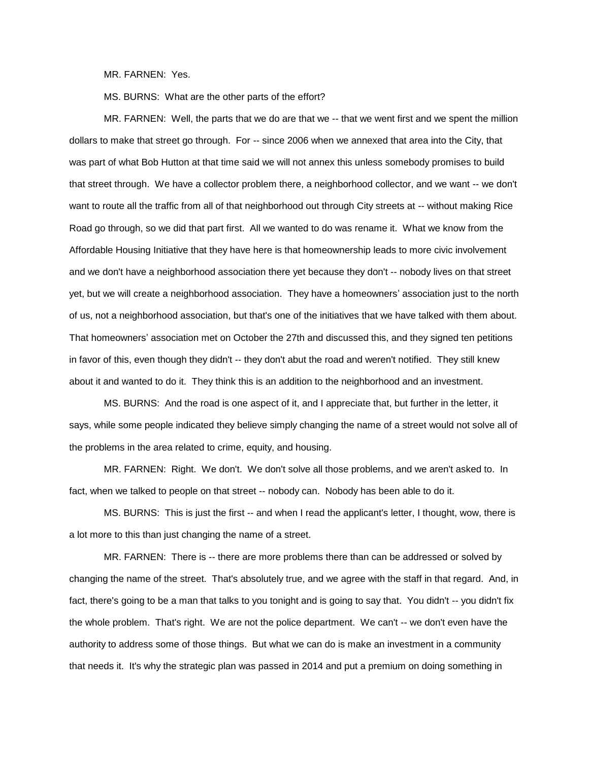MR. FARNEN: Yes.

MS. BURNS: What are the other parts of the effort?

MR. FARNEN: Well, the parts that we do are that we -- that we went first and we spent the million dollars to make that street go through. For -- since 2006 when we annexed that area into the City, that was part of what Bob Hutton at that time said we will not annex this unless somebody promises to build that street through. We have a collector problem there, a neighborhood collector, and we want -- we don't want to route all the traffic from all of that neighborhood out through City streets at -- without making Rice Road go through, so we did that part first. All we wanted to do was rename it. What we know from the Affordable Housing Initiative that they have here is that homeownership leads to more civic involvement and we don't have a neighborhood association there yet because they don't -- nobody lives on that street yet, but we will create a neighborhood association. They have a homeowners' association just to the north of us, not a neighborhood association, but that's one of the initiatives that we have talked with them about. That homeowners' association met on October the 27th and discussed this, and they signed ten petitions in favor of this, even though they didn't -- they don't abut the road and weren't notified. They still knew about it and wanted to do it. They think this is an addition to the neighborhood and an investment.

MS. BURNS: And the road is one aspect of it, and I appreciate that, but further in the letter, it says, while some people indicated they believe simply changing the name of a street would not solve all of the problems in the area related to crime, equity, and housing.

MR. FARNEN: Right. We don't. We don't solve all those problems, and we aren't asked to. In fact, when we talked to people on that street -- nobody can. Nobody has been able to do it.

MS. BURNS: This is just the first -- and when I read the applicant's letter, I thought, wow, there is a lot more to this than just changing the name of a street.

MR. FARNEN: There is -- there are more problems there than can be addressed or solved by changing the name of the street. That's absolutely true, and we agree with the staff in that regard. And, in fact, there's going to be a man that talks to you tonight and is going to say that. You didn't -- you didn't fix the whole problem. That's right. We are not the police department. We can't -- we don't even have the authority to address some of those things. But what we can do is make an investment in a community that needs it. It's why the strategic plan was passed in 2014 and put a premium on doing something in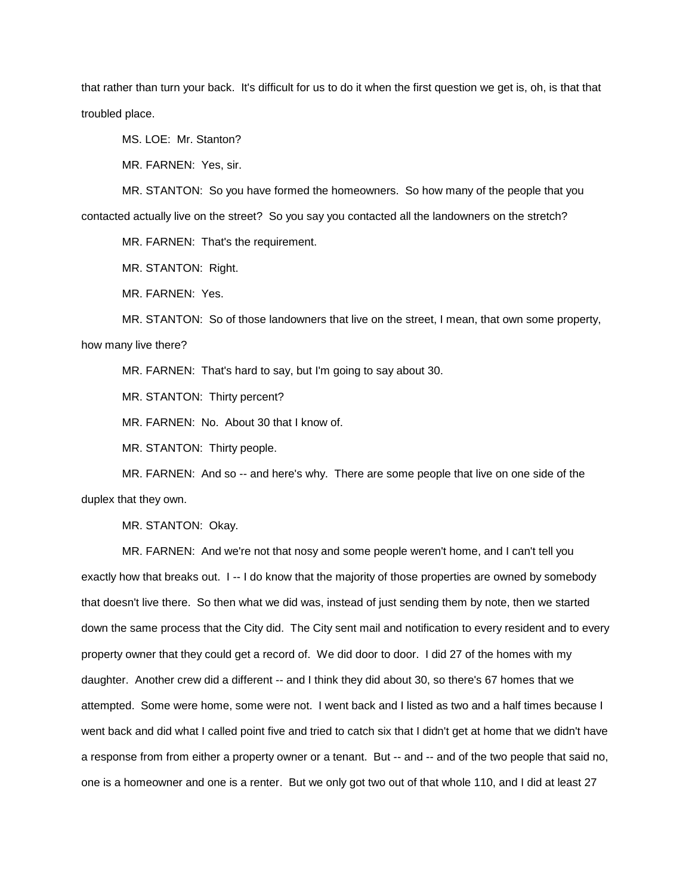that rather than turn your back. It's difficult for us to do it when the first question we get is, oh, is that that troubled place.

MS. LOE: Mr. Stanton?

MR. FARNEN: Yes, sir.

MR. STANTON: So you have formed the homeowners. So how many of the people that you contacted actually live on the street? So you say you contacted all the landowners on the stretch?

MR. FARNEN: That's the requirement.

MR. STANTON: Right.

MR. FARNEN: Yes.

MR. STANTON: So of those landowners that live on the street, I mean, that own some property, how many live there?

MR. FARNEN: That's hard to say, but I'm going to say about 30.

MR. STANTON: Thirty percent?

MR. FARNEN: No. About 30 that I know of.

MR. STANTON: Thirty people.

MR. FARNEN: And so -- and here's why. There are some people that live on one side of the duplex that they own.

MR. STANTON: Okay.

MR. FARNEN: And we're not that nosy and some people weren't home, and I can't tell you exactly how that breaks out. I -- I do know that the majority of those properties are owned by somebody that doesn't live there. So then what we did was, instead of just sending them by note, then we started down the same process that the City did. The City sent mail and notification to every resident and to every property owner that they could get a record of. We did door to door. I did 27 of the homes with my daughter. Another crew did a different -- and I think they did about 30, so there's 67 homes that we attempted. Some were home, some were not. I went back and I listed as two and a half times because I went back and did what I called point five and tried to catch six that I didn't get at home that we didn't have a response from from either a property owner or a tenant. But -- and -- and of the two people that said no, one is a homeowner and one is a renter. But we only got two out of that whole 110, and I did at least 27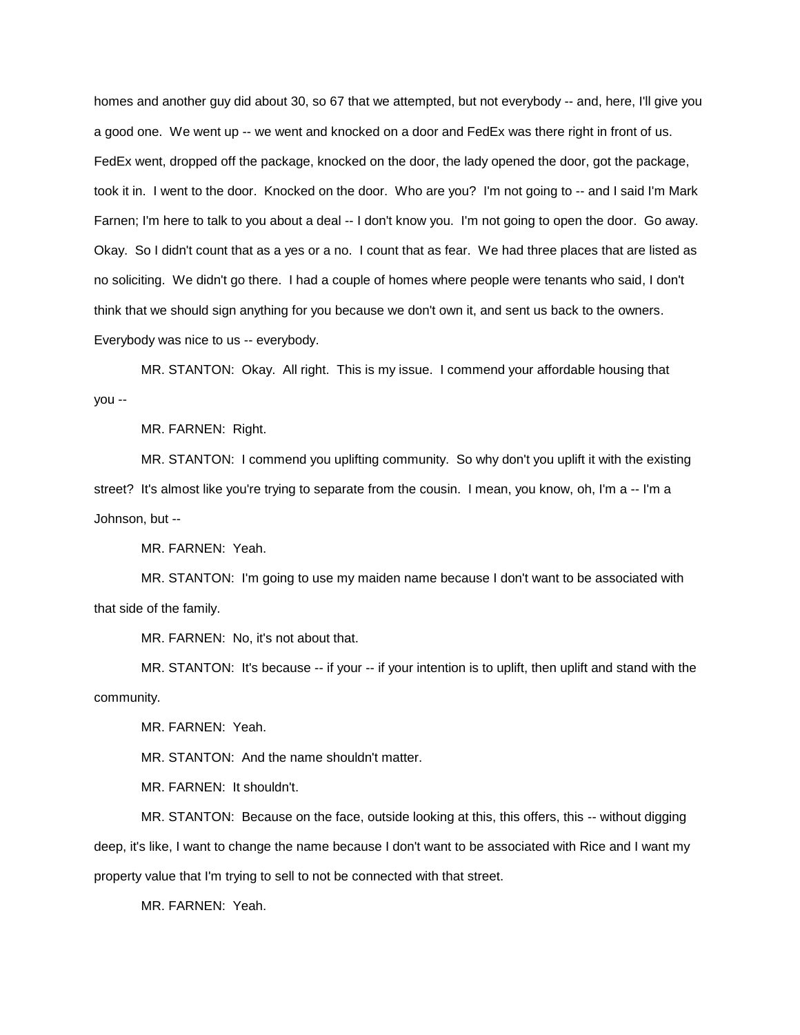homes and another guy did about 30, so 67 that we attempted, but not everybody -- and, here, I'll give you a good one. We went up -- we went and knocked on a door and FedEx was there right in front of us. FedEx went, dropped off the package, knocked on the door, the lady opened the door, got the package, took it in. I went to the door. Knocked on the door. Who are you? I'm not going to -- and I said I'm Mark Farnen; I'm here to talk to you about a deal -- I don't know you. I'm not going to open the door. Go away. Okay. So I didn't count that as a yes or a no. I count that as fear. We had three places that are listed as no soliciting. We didn't go there. I had a couple of homes where people were tenants who said, I don't think that we should sign anything for you because we don't own it, and sent us back to the owners. Everybody was nice to us -- everybody.

MR. STANTON: Okay. All right. This is my issue. I commend your affordable housing that you --

MR. FARNEN: Right.

MR. STANTON: I commend you uplifting community. So why don't you uplift it with the existing street? It's almost like you're trying to separate from the cousin. I mean, you know, oh, I'm a -- I'm a Johnson, but --

MR. FARNEN: Yeah.

MR. STANTON: I'm going to use my maiden name because I don't want to be associated with that side of the family.

MR. FARNEN: No, it's not about that.

MR. STANTON: It's because -- if your -- if your intention is to uplift, then uplift and stand with the community.

MR. FARNEN: Yeah.

MR. STANTON: And the name shouldn't matter.

MR. FARNEN: It shouldn't.

MR. STANTON: Because on the face, outside looking at this, this offers, this -- without digging deep, it's like, I want to change the name because I don't want to be associated with Rice and I want my property value that I'm trying to sell to not be connected with that street.

MR. FARNEN: Yeah.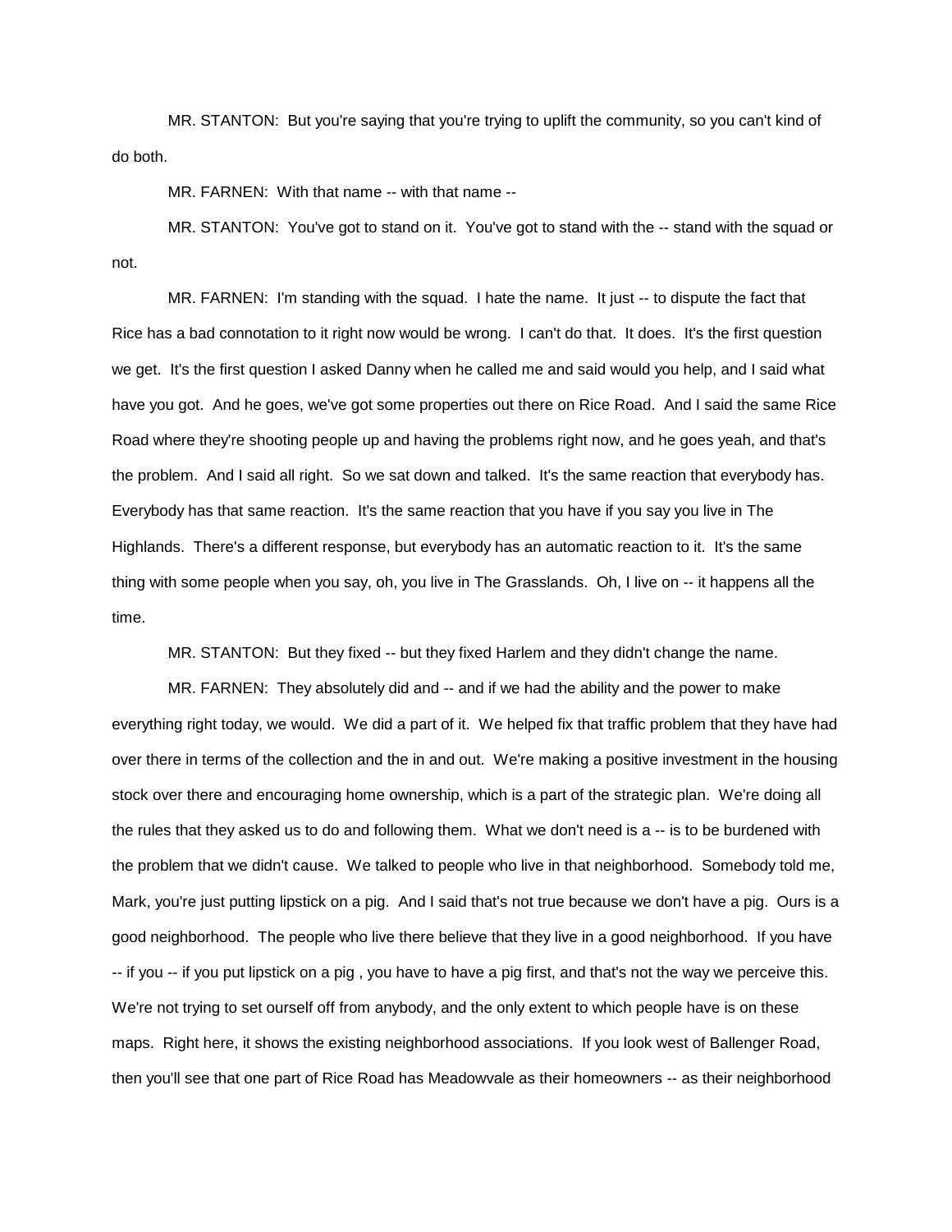MR. STANTON: But you're saying that you're trying to uplift the community, so you can't kind of do both.

MR. FARNEN: With that name -- with that name --

MR. STANTON: You've got to stand on it. You've got to stand with the -- stand with the squad or not.

MR. FARNEN: I'm standing with the squad. I hate the name. It just -- to dispute the fact that Rice has a bad connotation to it right now would be wrong. I can't do that. It does. It's the first question we get. It's the first question I asked Danny when he called me and said would you help, and I said what have you got. And he goes, we've got some properties out there on Rice Road. And I said the same Rice Road where they're shooting people up and having the problems right now, and he goes yeah, and that's the problem. And I said all right. So we sat down and talked. It's the same reaction that everybody has. Everybody has that same reaction. It's the same reaction that you have if you say you live in The Highlands. There's a different response, but everybody has an automatic reaction to it. It's the same thing with some people when you say, oh, you live in The Grasslands. Oh, I live on -- it happens all the time.

MR. STANTON: But they fixed -- but they fixed Harlem and they didn't change the name.

MR. FARNEN: They absolutely did and -- and if we had the ability and the power to make everything right today, we would. We did a part of it. We helped fix that traffic problem that they have had over there in terms of the collection and the in and out. We're making a positive investment in the housing stock over there and encouraging home ownership, which is a part of the strategic plan. We're doing all the rules that they asked us to do and following them. What we don't need is a -- is to be burdened with the problem that we didn't cause. We talked to people who live in that neighborhood. Somebody told me, Mark, you're just putting lipstick on a pig. And I said that's not true because we don't have a pig. Ours is a good neighborhood. The people who live there believe that they live in a good neighborhood. If you have -- if you -- if you put lipstick on a pig , you have to have a pig first, and that's not the way we perceive this. We're not trying to set ourself off from anybody, and the only extent to which people have is on these maps. Right here, it shows the existing neighborhood associations. If you look west of Ballenger Road, then you'll see that one part of Rice Road has Meadowvale as their homeowners -- as their neighborhood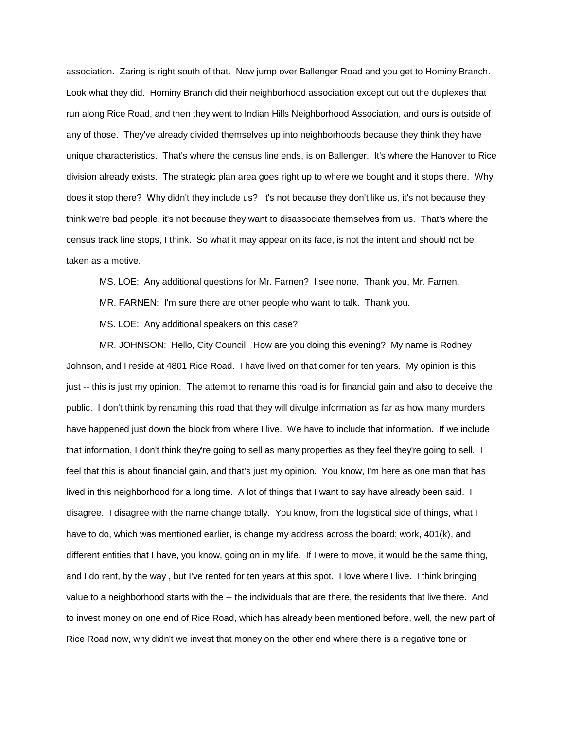association. Zaring is right south of that. Now jump over Ballenger Road and you get to Hominy Branch. Look what they did. Hominy Branch did their neighborhood association except cut out the duplexes that run along Rice Road, and then they went to Indian Hills Neighborhood Association, and ours is outside of any of those. They've already divided themselves up into neighborhoods because they think they have unique characteristics. That's where the census line ends, is on Ballenger. It's where the Hanover to Rice division already exists. The strategic plan area goes right up to where we bought and it stops there. Why does it stop there? Why didn't they include us? It's not because they don't like us, it's not because they think we're bad people, it's not because they want to disassociate themselves from us. That's where the census track line stops, I think. So what it may appear on its face, is not the intent and should not be taken as a motive.

MS. LOE: Any additional questions for Mr. Farnen? I see none. Thank you, Mr. Farnen.

MR. FARNEN: I'm sure there are other people who want to talk. Thank you.

MS. LOE: Any additional speakers on this case?

MR. JOHNSON: Hello, City Council. How are you doing this evening? My name is Rodney Johnson, and I reside at 4801 Rice Road. I have lived on that corner for ten years. My opinion is this just -- this is just my opinion. The attempt to rename this road is for financial gain and also to deceive the public. I don't think by renaming this road that they will divulge information as far as how many murders have happened just down the block from where I live. We have to include that information. If we include that information, I don't think they're going to sell as many properties as they feel they're going to sell. I feel that this is about financial gain, and that's just my opinion. You know, I'm here as one man that has lived in this neighborhood for a long time. A lot of things that I want to say have already been said. I disagree. I disagree with the name change totally. You know, from the logistical side of things, what I have to do, which was mentioned earlier, is change my address across the board; work, 401(k), and different entities that I have, you know, going on in my life. If I were to move, it would be the same thing, and I do rent, by the way , but I've rented for ten years at this spot. I love where I live. I think bringing value to a neighborhood starts with the -- the individuals that are there, the residents that live there. And to invest money on one end of Rice Road, which has already been mentioned before, well, the new part of Rice Road now, why didn't we invest that money on the other end where there is a negative tone or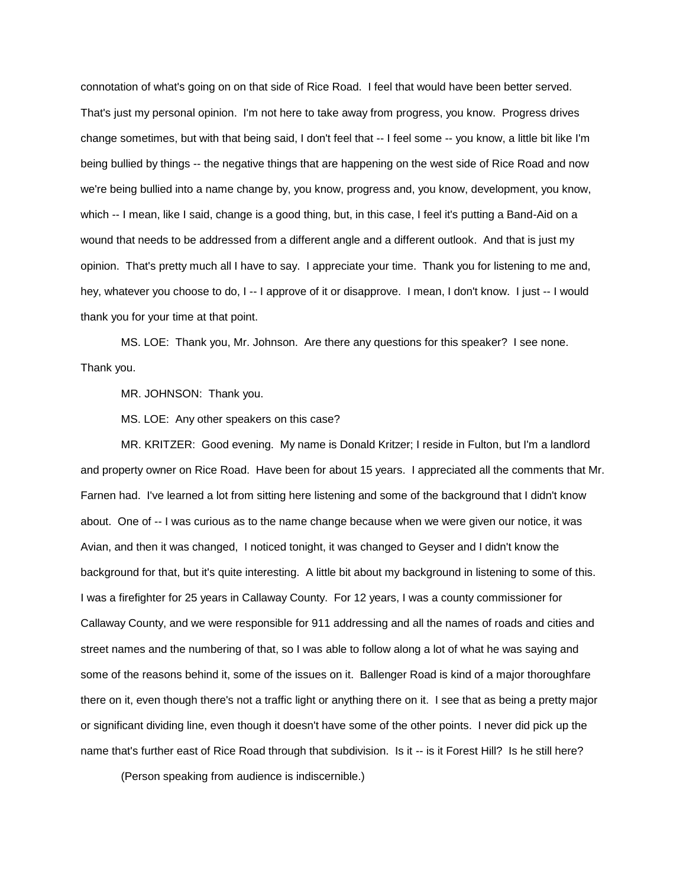connotation of what's going on on that side of Rice Road. I feel that would have been better served. That's just my personal opinion. I'm not here to take away from progress, you know. Progress drives change sometimes, but with that being said, I don't feel that -- I feel some -- you know, a little bit like I'm being bullied by things -- the negative things that are happening on the west side of Rice Road and now we're being bullied into a name change by, you know, progress and, you know, development, you know, which -- I mean, like I said, change is a good thing, but, in this case, I feel it's putting a Band-Aid on a wound that needs to be addressed from a different angle and a different outlook. And that is just my opinion. That's pretty much all I have to say. I appreciate your time. Thank you for listening to me and, hey, whatever you choose to do, I -- I approve of it or disapprove. I mean, I don't know. I just -- I would thank you for your time at that point.

MS. LOE: Thank you, Mr. Johnson. Are there any questions for this speaker? I see none. Thank you.

MR. JOHNSON: Thank you.

MS. LOE: Any other speakers on this case?

MR. KRITZER: Good evening. My name is Donald Kritzer; I reside in Fulton, but I'm a landlord and property owner on Rice Road. Have been for about 15 years. I appreciated all the comments that Mr. Farnen had. I've learned a lot from sitting here listening and some of the background that I didn't know about. One of -- I was curious as to the name change because when we were given our notice, it was Avian, and then it was changed, I noticed tonight, it was changed to Geyser and I didn't know the background for that, but it's quite interesting. A little bit about my background in listening to some of this. I was a firefighter for 25 years in Callaway County. For 12 years, I was a county commissioner for Callaway County, and we were responsible for 911 addressing and all the names of roads and cities and street names and the numbering of that, so I was able to follow along a lot of what he was saying and some of the reasons behind it, some of the issues on it. Ballenger Road is kind of a major thoroughfare there on it, even though there's not a traffic light or anything there on it. I see that as being a pretty major or significant dividing line, even though it doesn't have some of the other points. I never did pick up the name that's further east of Rice Road through that subdivision. Is it -- is it Forest Hill? Is he still here?

(Person speaking from audience is indiscernible.)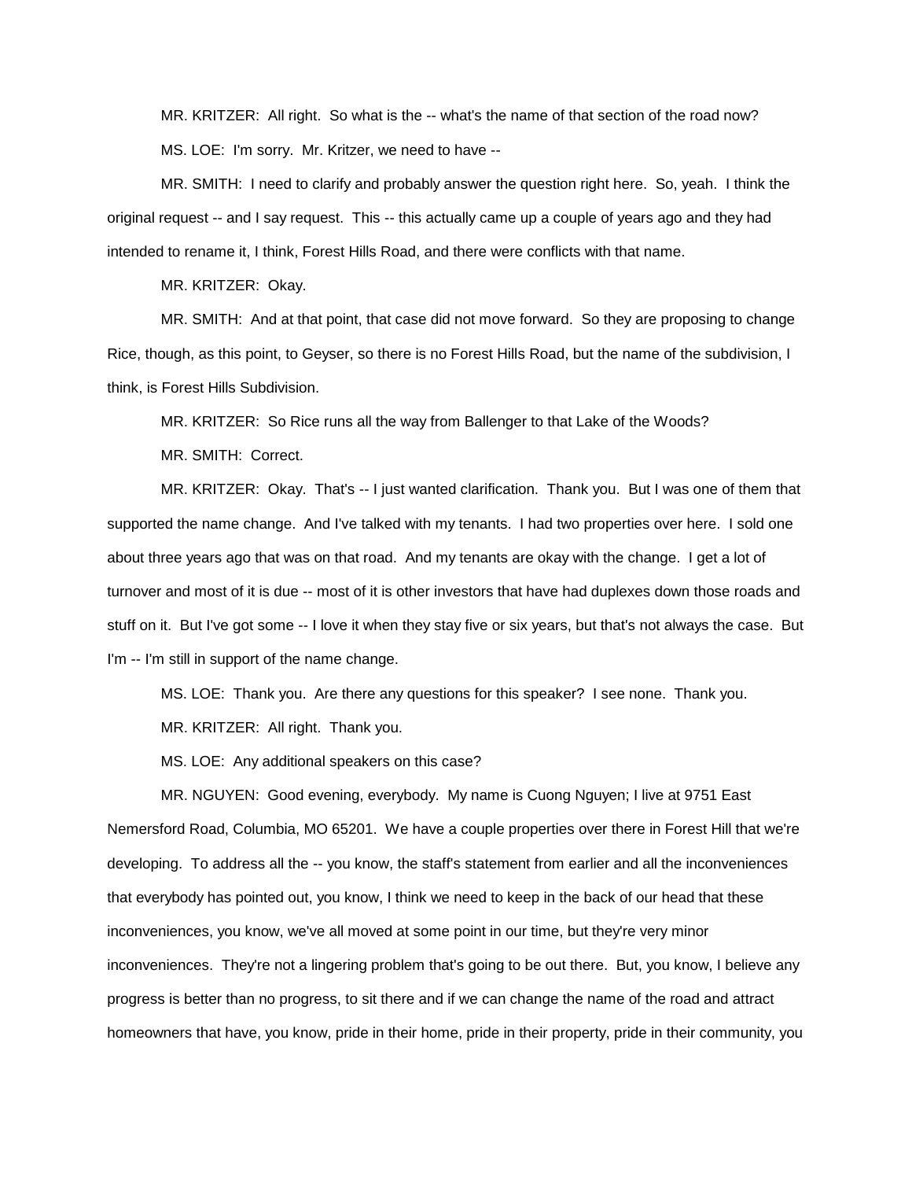MR. KRITZER: All right. So what is the -- what's the name of that section of the road now?

MS. LOE: I'm sorry. Mr. Kritzer, we need to have --

MR. SMITH: I need to clarify and probably answer the question right here. So, yeah. I think the original request -- and I say request. This -- this actually came up a couple of years ago and they had intended to rename it, I think, Forest Hills Road, and there were conflicts with that name.

MR. KRITZER: Okay.

MR. SMITH: And at that point, that case did not move forward. So they are proposing to change Rice, though, as this point, to Geyser, so there is no Forest Hills Road, but the name of the subdivision, I think, is Forest Hills Subdivision.

MR. KRITZER: So Rice runs all the way from Ballenger to that Lake of the Woods?

MR. SMITH: Correct.

MR. KRITZER: Okay. That's -- I just wanted clarification. Thank you. But I was one of them that supported the name change. And I've talked with my tenants. I had two properties over here. I sold one about three years ago that was on that road. And my tenants are okay with the change. I get a lot of turnover and most of it is due -- most of it is other investors that have had duplexes down those roads and stuff on it. But I've got some -- I love it when they stay five or six years, but that's not always the case. But I'm -- I'm still in support of the name change.

MS. LOE: Thank you. Are there any questions for this speaker? I see none. Thank you.

MR. KRITZER: All right. Thank you.

MS. LOE: Any additional speakers on this case?

MR. NGUYEN: Good evening, everybody. My name is Cuong Nguyen; I live at 9751 East Nemersford Road, Columbia, MO 65201. We have a couple properties over there in Forest Hill that we're developing. To address all the -- you know, the staff's statement from earlier and all the inconveniences that everybody has pointed out, you know, I think we need to keep in the back of our head that these inconveniences, you know, we've all moved at some point in our time, but they're very minor inconveniences. They're not a lingering problem that's going to be out there. But, you know, I believe any progress is better than no progress, to sit there and if we can change the name of the road and attract homeowners that have, you know, pride in their home, pride in their property, pride in their community, you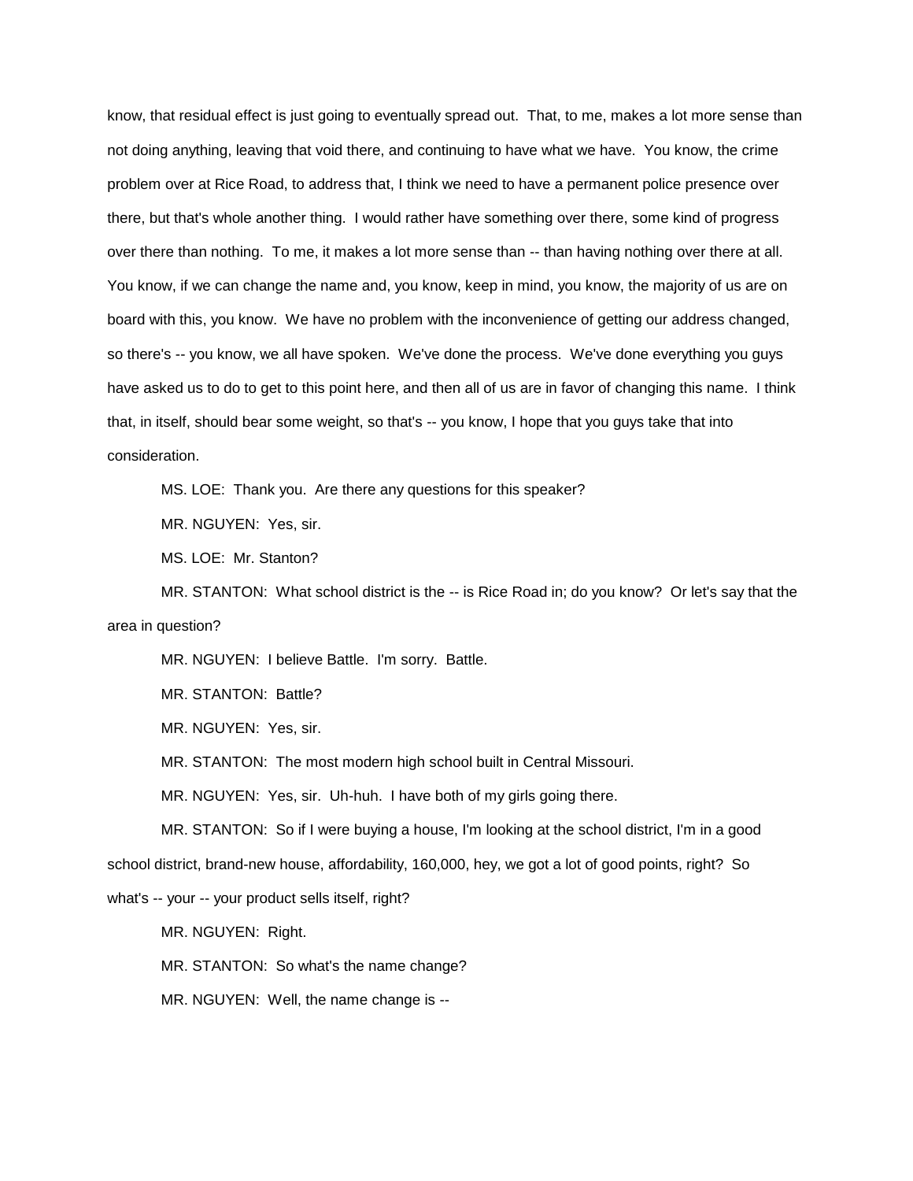know, that residual effect is just going to eventually spread out. That, to me, makes a lot more sense than not doing anything, leaving that void there, and continuing to have what we have. You know, the crime problem over at Rice Road, to address that, I think we need to have a permanent police presence over there, but that's whole another thing. I would rather have something over there, some kind of progress over there than nothing. To me, it makes a lot more sense than -- than having nothing over there at all. You know, if we can change the name and, you know, keep in mind, you know, the majority of us are on board with this, you know. We have no problem with the inconvenience of getting our address changed, so there's -- you know, we all have spoken. We've done the process. We've done everything you guys have asked us to do to get to this point here, and then all of us are in favor of changing this name. I think that, in itself, should bear some weight, so that's -- you know, I hope that you guys take that into consideration.

MS. LOE: Thank you. Are there any questions for this speaker?

MR. NGUYEN: Yes, sir.

MS. LOE: Mr. Stanton?

MR. STANTON: What school district is the -- is Rice Road in; do you know? Or let's say that the area in question?

MR. NGUYEN: I believe Battle. I'm sorry. Battle.

MR. STANTON: Battle?

MR. NGUYEN: Yes, sir.

MR. STANTON: The most modern high school built in Central Missouri.

MR. NGUYEN: Yes, sir. Uh-huh. I have both of my girls going there.

MR. STANTON: So if I were buying a house, I'm looking at the school district, I'm in a good school district, brand-new house, affordability, 160,000, hey, we got a lot of good points, right? So what's -- your -- your product sells itself, right?

MR. NGUYEN: Right.

MR. STANTON: So what's the name change?

MR. NGUYEN: Well, the name change is --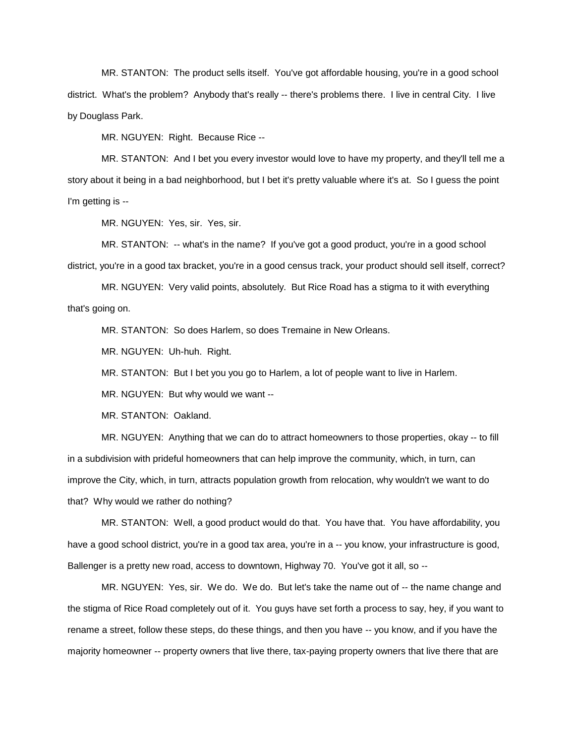MR. STANTON: The product sells itself. You've got affordable housing, you're in a good school district. What's the problem? Anybody that's really -- there's problems there. I live in central City. I live by Douglass Park.

MR. NGUYEN: Right. Because Rice --

MR. STANTON: And I bet you every investor would love to have my property, and they'll tell me a story about it being in a bad neighborhood, but I bet it's pretty valuable where it's at. So I guess the point I'm getting is --

MR. NGUYEN: Yes, sir. Yes, sir.

MR. STANTON: -- what's in the name? If you've got a good product, you're in a good school district, you're in a good tax bracket, you're in a good census track, your product should sell itself, correct?

MR. NGUYEN: Very valid points, absolutely. But Rice Road has a stigma to it with everything that's going on.

MR. STANTON: So does Harlem, so does Tremaine in New Orleans.

MR. NGUYEN: Uh-huh. Right.

MR. STANTON: But I bet you you go to Harlem, a lot of people want to live in Harlem.

MR. NGUYEN: But why would we want --

MR. STANTON: Oakland.

MR. NGUYEN: Anything that we can do to attract homeowners to those properties, okay -- to fill in a subdivision with prideful homeowners that can help improve the community, which, in turn, can improve the City, which, in turn, attracts population growth from relocation, why wouldn't we want to do that? Why would we rather do nothing?

MR. STANTON: Well, a good product would do that. You have that. You have affordability, you have a good school district, you're in a good tax area, you're in a -- you know, your infrastructure is good, Ballenger is a pretty new road, access to downtown, Highway 70. You've got it all, so --

MR. NGUYEN: Yes, sir. We do. We do. But let's take the name out of -- the name change and the stigma of Rice Road completely out of it. You guys have set forth a process to say, hey, if you want to rename a street, follow these steps, do these things, and then you have -- you know, and if you have the majority homeowner -- property owners that live there, tax-paying property owners that live there that are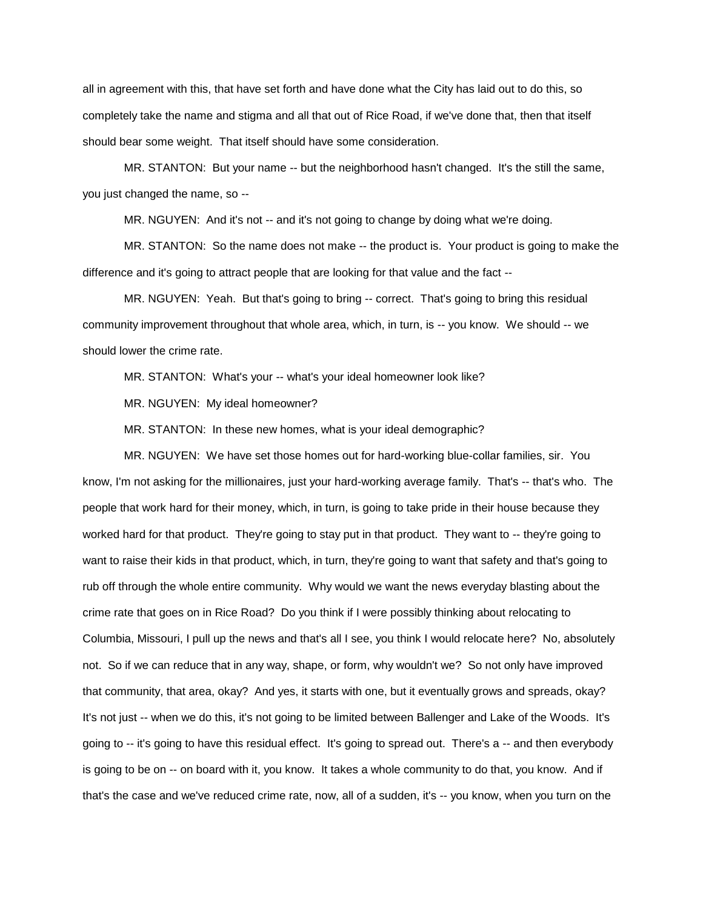all in agreement with this, that have set forth and have done what the City has laid out to do this, so completely take the name and stigma and all that out of Rice Road, if we've done that, then that itself should bear some weight. That itself should have some consideration.

MR. STANTON: But your name -- but the neighborhood hasn't changed. It's the still the same, you just changed the name, so --

MR. NGUYEN: And it's not -- and it's not going to change by doing what we're doing.

MR. STANTON: So the name does not make -- the product is. Your product is going to make the difference and it's going to attract people that are looking for that value and the fact --

MR. NGUYEN: Yeah. But that's going to bring -- correct. That's going to bring this residual community improvement throughout that whole area, which, in turn, is -- you know. We should -- we should lower the crime rate.

MR. STANTON: What's your -- what's your ideal homeowner look like?

MR. NGUYEN: My ideal homeowner?

MR. STANTON: In these new homes, what is your ideal demographic?

MR. NGUYEN: We have set those homes out for hard-working blue-collar families, sir. You know, I'm not asking for the millionaires, just your hard-working average family. That's -- that's who. The people that work hard for their money, which, in turn, is going to take pride in their house because they worked hard for that product. They're going to stay put in that product. They want to -- they're going to want to raise their kids in that product, which, in turn, they're going to want that safety and that's going to rub off through the whole entire community. Why would we want the news everyday blasting about the crime rate that goes on in Rice Road? Do you think if I were possibly thinking about relocating to Columbia, Missouri, I pull up the news and that's all I see, you think I would relocate here? No, absolutely not. So if we can reduce that in any way, shape, or form, why wouldn't we? So not only have improved that community, that area, okay? And yes, it starts with one, but it eventually grows and spreads, okay? It's not just -- when we do this, it's not going to be limited between Ballenger and Lake of the Woods. It's going to -- it's going to have this residual effect. It's going to spread out. There's a -- and then everybody is going to be on -- on board with it, you know. It takes a whole community to do that, you know. And if that's the case and we've reduced crime rate, now, all of a sudden, it's -- you know, when you turn on the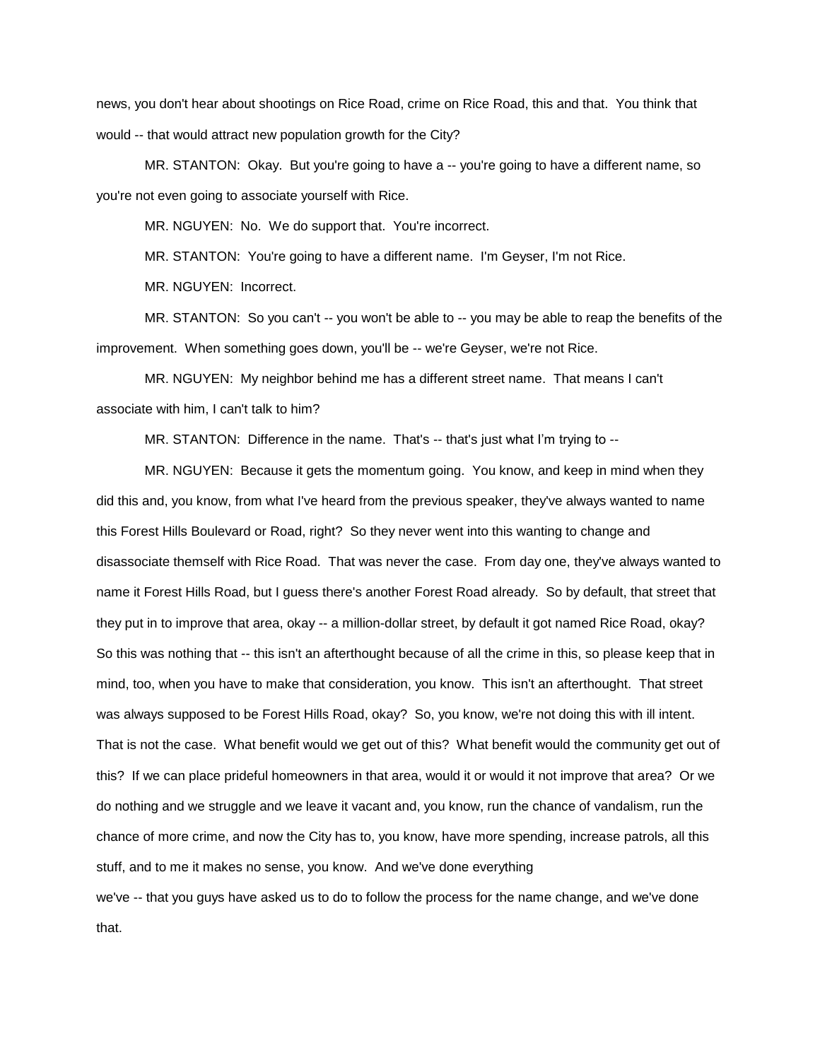news, you don't hear about shootings on Rice Road, crime on Rice Road, this and that. You think that would -- that would attract new population growth for the City?

MR. STANTON: Okay. But you're going to have a -- you're going to have a different name, so you're not even going to associate yourself with Rice.

MR. NGUYEN: No. We do support that. You're incorrect.

MR. STANTON: You're going to have a different name. I'm Geyser, I'm not Rice.

MR. NGUYEN: Incorrect.

MR. STANTON: So you can't -- you won't be able to -- you may be able to reap the benefits of the improvement. When something goes down, you'll be -- we're Geyser, we're not Rice.

MR. NGUYEN: My neighbor behind me has a different street name. That means I can't associate with him, I can't talk to him?

MR. STANTON: Difference in the name. That's -- that's just what I'm trying to --

MR. NGUYEN: Because it gets the momentum going. You know, and keep in mind when they did this and, you know, from what I've heard from the previous speaker, they've always wanted to name this Forest Hills Boulevard or Road, right? So they never went into this wanting to change and disassociate themself with Rice Road. That was never the case. From day one, they've always wanted to name it Forest Hills Road, but I guess there's another Forest Road already. So by default, that street that they put in to improve that area, okay -- a million-dollar street, by default it got named Rice Road, okay? So this was nothing that -- this isn't an afterthought because of all the crime in this, so please keep that in mind, too, when you have to make that consideration, you know. This isn't an afterthought. That street was always supposed to be Forest Hills Road, okay? So, you know, we're not doing this with ill intent. That is not the case. What benefit would we get out of this? What benefit would the community get out of this? If we can place prideful homeowners in that area, would it or would it not improve that area? Or we do nothing and we struggle and we leave it vacant and, you know, run the chance of vandalism, run the chance of more crime, and now the City has to, you know, have more spending, increase patrols, all this stuff, and to me it makes no sense, you know. And we've done everything we've -- that you guys have asked us to do to follow the process for the name change, and we've done that.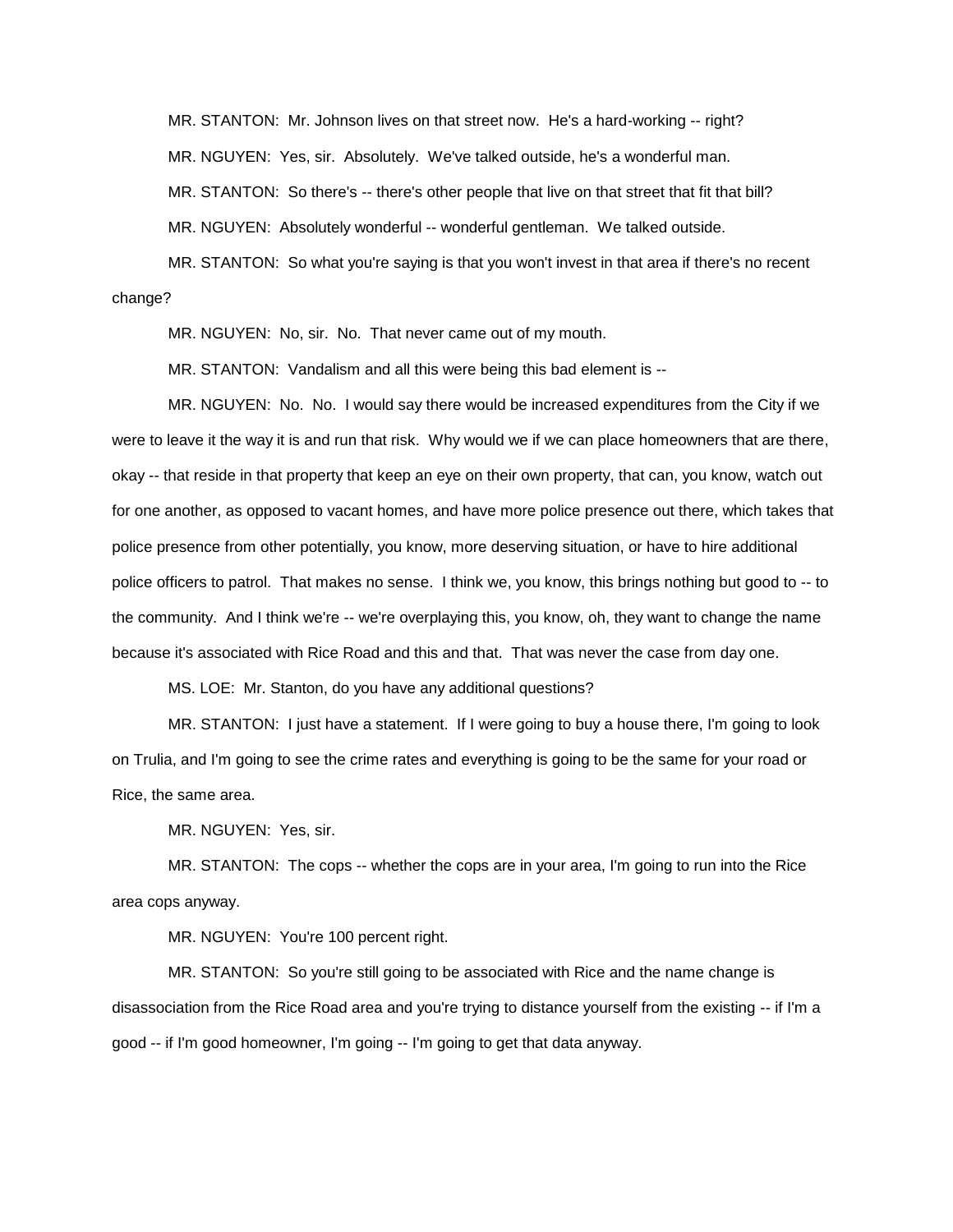MR. STANTON: Mr. Johnson lives on that street now. He's a hard-working -- right?

MR. NGUYEN: Yes, sir. Absolutely. We've talked outside, he's a wonderful man.

MR. STANTON: So there's -- there's other people that live on that street that fit that bill?

MR. NGUYEN: Absolutely wonderful -- wonderful gentleman. We talked outside.

MR. STANTON: So what you're saying is that you won't invest in that area if there's no recent change?

MR. NGUYEN: No, sir. No. That never came out of my mouth.

MR. STANTON: Vandalism and all this were being this bad element is --

MR. NGUYEN: No. No. I would say there would be increased expenditures from the City if we were to leave it the way it is and run that risk. Why would we if we can place homeowners that are there, okay -- that reside in that property that keep an eye on their own property, that can, you know, watch out for one another, as opposed to vacant homes, and have more police presence out there, which takes that police presence from other potentially, you know, more deserving situation, or have to hire additional police officers to patrol. That makes no sense. I think we, you know, this brings nothing but good to -- to the community. And I think we're -- we're overplaying this, you know, oh, they want to change the name because it's associated with Rice Road and this and that. That was never the case from day one.

MS. LOE: Mr. Stanton, do you have any additional questions?

MR. STANTON: I just have a statement. If I were going to buy a house there, I'm going to look on Trulia, and I'm going to see the crime rates and everything is going to be the same for your road or Rice, the same area.

MR. NGUYEN: Yes, sir.

MR. STANTON: The cops -- whether the cops are in your area, I'm going to run into the Rice area cops anyway.

MR. NGUYEN: You're 100 percent right.

MR. STANTON: So you're still going to be associated with Rice and the name change is disassociation from the Rice Road area and you're trying to distance yourself from the existing -- if I'm a good -- if I'm good homeowner, I'm going -- I'm going to get that data anyway.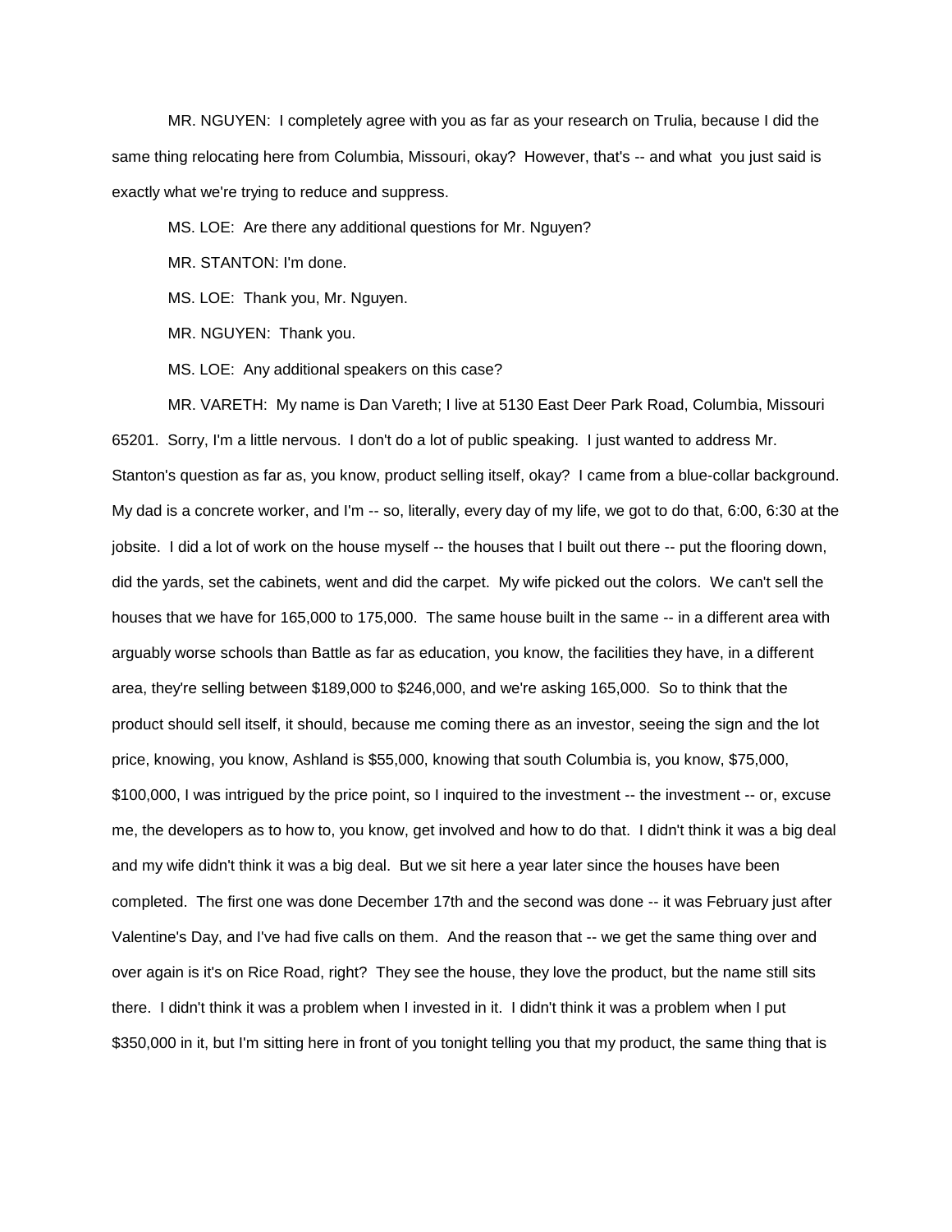MR. NGUYEN: I completely agree with you as far as your research on Trulia, because I did the same thing relocating here from Columbia, Missouri, okay? However, that's -- and what you just said is exactly what we're trying to reduce and suppress.

MS. LOE: Are there any additional questions for Mr. Nguyen?

MR. STANTON: I'm done.

MS. LOE: Thank you, Mr. Nguyen.

MR. NGUYEN: Thank you.

MS. LOE: Any additional speakers on this case?

MR. VARETH: My name is Dan Vareth; I live at 5130 East Deer Park Road, Columbia, Missouri 65201. Sorry, I'm a little nervous. I don't do a lot of public speaking. I just wanted to address Mr. Stanton's question as far as, you know, product selling itself, okay? I came from a blue-collar background. My dad is a concrete worker, and I'm -- so, literally, every day of my life, we got to do that, 6:00, 6:30 at the jobsite. I did a lot of work on the house myself -- the houses that I built out there -- put the flooring down, did the yards, set the cabinets, went and did the carpet. My wife picked out the colors. We can't sell the houses that we have for 165,000 to 175,000. The same house built in the same -- in a different area with arguably worse schools than Battle as far as education, you know, the facilities they have, in a different area, they're selling between $189,000 to $246,000, and we're asking 165,000. So to think that the product should sell itself, it should, because me coming there as an investor, seeing the sign and the lot price, knowing, you know, Ashland is $55,000, knowing that south Columbia is, you know, $75,000, $100,000, I was intrigued by the price point, so I inquired to the investment -- the investment -- or, excuse me, the developers as to how to, you know, get involved and how to do that. I didn't think it was a big deal and my wife didn't think it was a big deal. But we sit here a year later since the houses have been completed. The first one was done December 17th and the second was done -- it was February just after Valentine's Day, and I've had five calls on them. And the reason that -- we get the same thing over and over again is it's on Rice Road, right? They see the house, they love the product, but the name still sits there. I didn't think it was a problem when I invested in it. I didn't think it was a problem when I put $350,000 in it, but I'm sitting here in front of you tonight telling you that my product, the same thing that is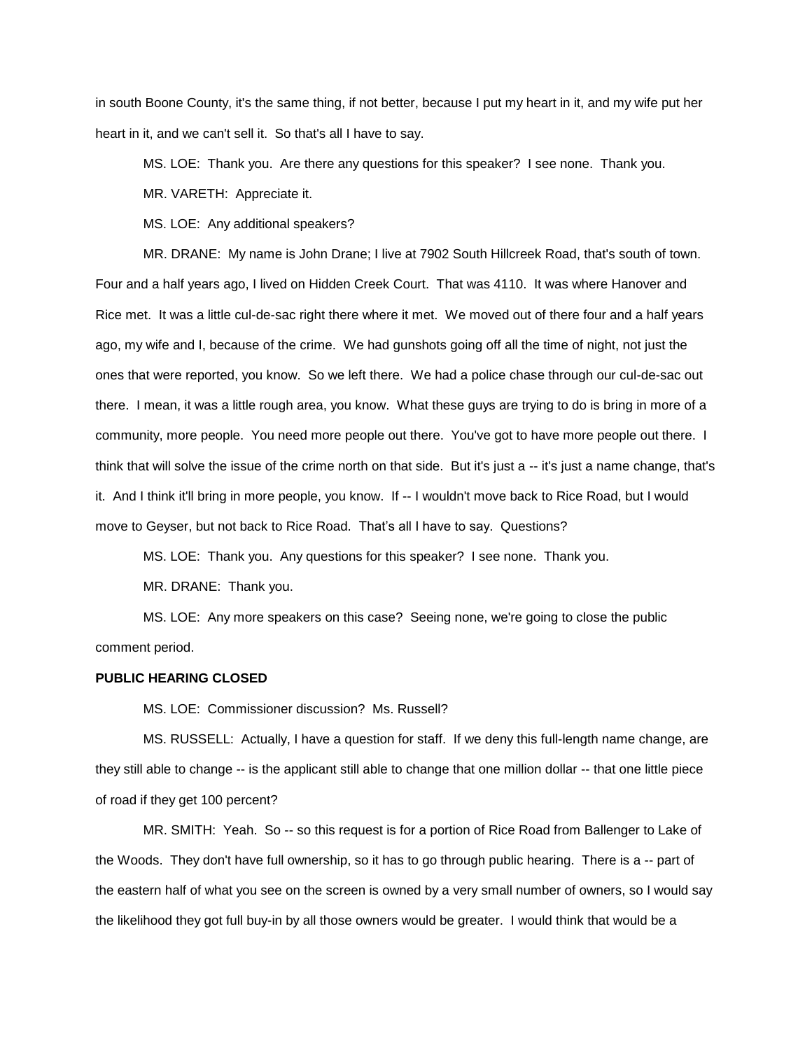in south Boone County, it's the same thing, if not better, because I put my heart in it, and my wife put her heart in it, and we can't sell it. So that's all I have to say.

MS. LOE: Thank you. Are there any questions for this speaker? I see none. Thank you.

MR. VARETH: Appreciate it.

MS. LOE: Any additional speakers?

MR. DRANE: My name is John Drane; I live at 7902 South Hillcreek Road, that's south of town. Four and a half years ago, I lived on Hidden Creek Court. That was 4110. It was where Hanover and Rice met. It was a little cul-de-sac right there where it met. We moved out of there four and a half years ago, my wife and I, because of the crime. We had gunshots going off all the time of night, not just the ones that were reported, you know. So we left there. We had a police chase through our cul-de-sac out there. I mean, it was a little rough area, you know. What these guys are trying to do is bring in more of a community, more people. You need more people out there. You've got to have more people out there. I think that will solve the issue of the crime north on that side. But it's just a -- it's just a name change, that's it. And I think it'll bring in more people, you know. If -- I wouldn't move back to Rice Road, but I would move to Geyser, but not back to Rice Road. That's all I have to say. Questions?

MS. LOE: Thank you. Any questions for this speaker? I see none. Thank you.

MR. DRANE: Thank you.

MS. LOE: Any more speakers on this case? Seeing none, we're going to close the public comment period.

**PUBLIC HEARING CLOSED**

MS. LOE: Commissioner discussion? Ms. Russell?

MS. RUSSELL: Actually, I have a question for staff. If we deny this full-length name change, are they still able to change -- is the applicant still able to change that one million dollar -- that one little piece of road if they get 100 percent?

MR. SMITH: Yeah. So -- so this request is for a portion of Rice Road from Ballenger to Lake of the Woods. They don't have full ownership, so it has to go through public hearing. There is a -- part of the eastern half of what you see on the screen is owned by a very small number of owners, so I would say the likelihood they got full buy-in by all those owners would be greater. I would think that would be a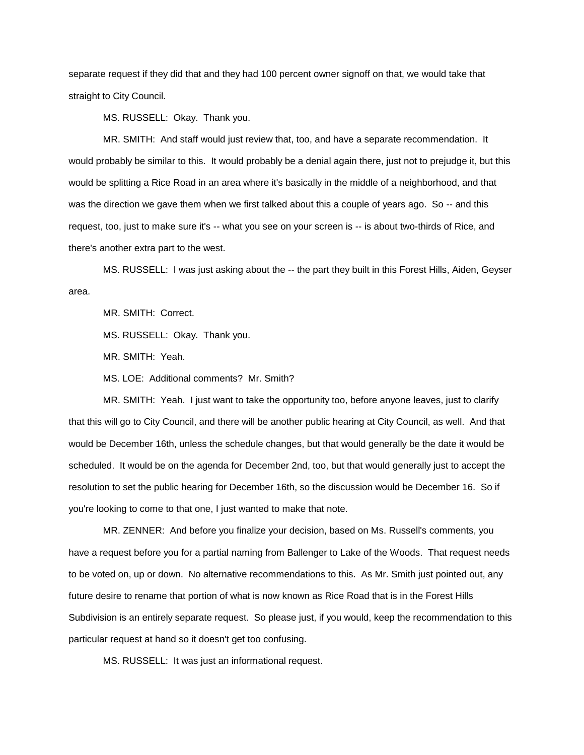separate request if they did that and they had 100 percent owner signoff on that, we would take that straight to City Council.

MS. RUSSELL: Okay. Thank you.

MR. SMITH: And staff would just review that, too, and have a separate recommendation. It would probably be similar to this. It would probably be a denial again there, just not to prejudge it, but this would be splitting a Rice Road in an area where it's basically in the middle of a neighborhood, and that was the direction we gave them when we first talked about this a couple of years ago. So -- and this request, too, just to make sure it's -- what you see on your screen is -- is about two-thirds of Rice, and there's another extra part to the west.

MS. RUSSELL: I was just asking about the -- the part they built in this Forest Hills, Aiden, Geyser area.

MR. SMITH: Correct.

MS. RUSSELL: Okay. Thank you.

MR. SMITH: Yeah.

MS. LOE: Additional comments? Mr. Smith?

MR. SMITH: Yeah. I just want to take the opportunity too, before anyone leaves, just to clarify that this will go to City Council, and there will be another public hearing at City Council, as well. And that would be December 16th, unless the schedule changes, but that would generally be the date it would be scheduled. It would be on the agenda for December 2nd, too, but that would generally just to accept the resolution to set the public hearing for December 16th, so the discussion would be December 16. So if you're looking to come to that one, I just wanted to make that note.

MR. ZENNER: And before you finalize your decision, based on Ms. Russell's comments, you have a request before you for a partial naming from Ballenger to Lake of the Woods. That request needs to be voted on, up or down. No alternative recommendations to this. As Mr. Smith just pointed out, any future desire to rename that portion of what is now known as Rice Road that is in the Forest Hills Subdivision is an entirely separate request. So please just, if you would, keep the recommendation to this particular request at hand so it doesn't get too confusing.

MS. RUSSELL: It was just an informational request.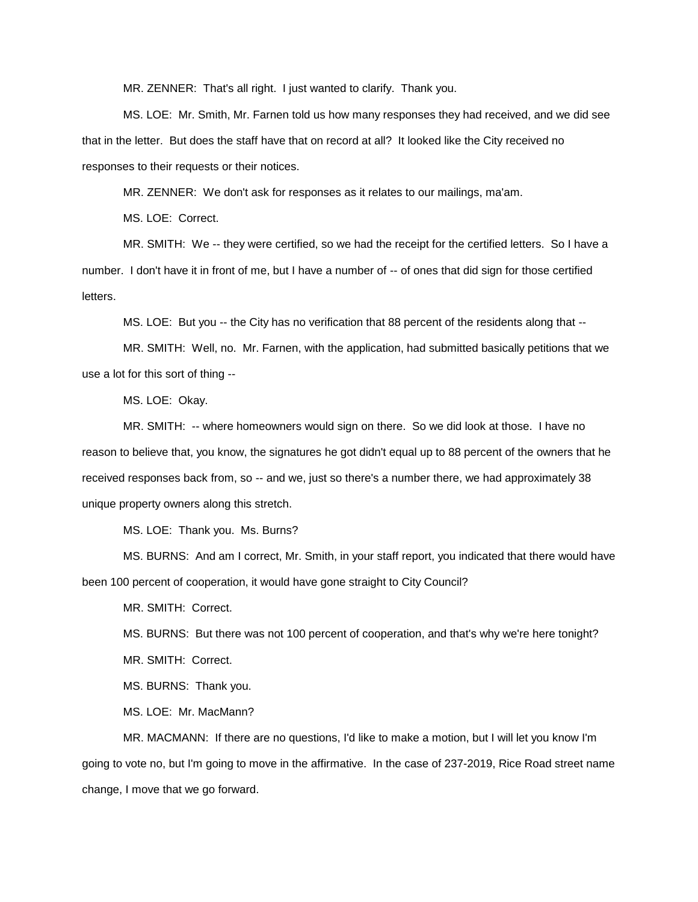MR. ZENNER: That's all right. I just wanted to clarify. Thank you.

MS. LOE: Mr. Smith, Mr. Farnen told us how many responses they had received, and we did see that in the letter. But does the staff have that on record at all? It looked like the City received no responses to their requests or their notices.

MR. ZENNER: We don't ask for responses as it relates to our mailings, ma'am.

MS. LOE: Correct.

MR. SMITH: We -- they were certified, so we had the receipt for the certified letters. So I have a number. I don't have it in front of me, but I have a number of -- of ones that did sign for those certified letters.

MS. LOE: But you -- the City has no verification that 88 percent of the residents along that --

MR. SMITH: Well, no. Mr. Farnen, with the application, had submitted basically petitions that we use a lot for this sort of thing --

MS. LOE: Okay.

MR. SMITH: -- where homeowners would sign on there. So we did look at those. I have no reason to believe that, you know, the signatures he got didn't equal up to 88 percent of the owners that he received responses back from, so -- and we, just so there's a number there, we had approximately 38 unique property owners along this stretch.

MS. LOE: Thank you. Ms. Burns?

MS. BURNS: And am I correct, Mr. Smith, in your staff report, you indicated that there would have been 100 percent of cooperation, it would have gone straight to City Council?

MR. SMITH: Correct.

MS. BURNS: But there was not 100 percent of cooperation, and that's why we're here tonight?

MR. SMITH: Correct.

MS. BURNS: Thank you.

MS. LOE: Mr. MacMann?

MR. MACMANN: If there are no questions, I'd like to make a motion, but I will let you know I'm going to vote no, but I'm going to move in the affirmative. In the case of 237-2019, Rice Road street name change, I move that we go forward.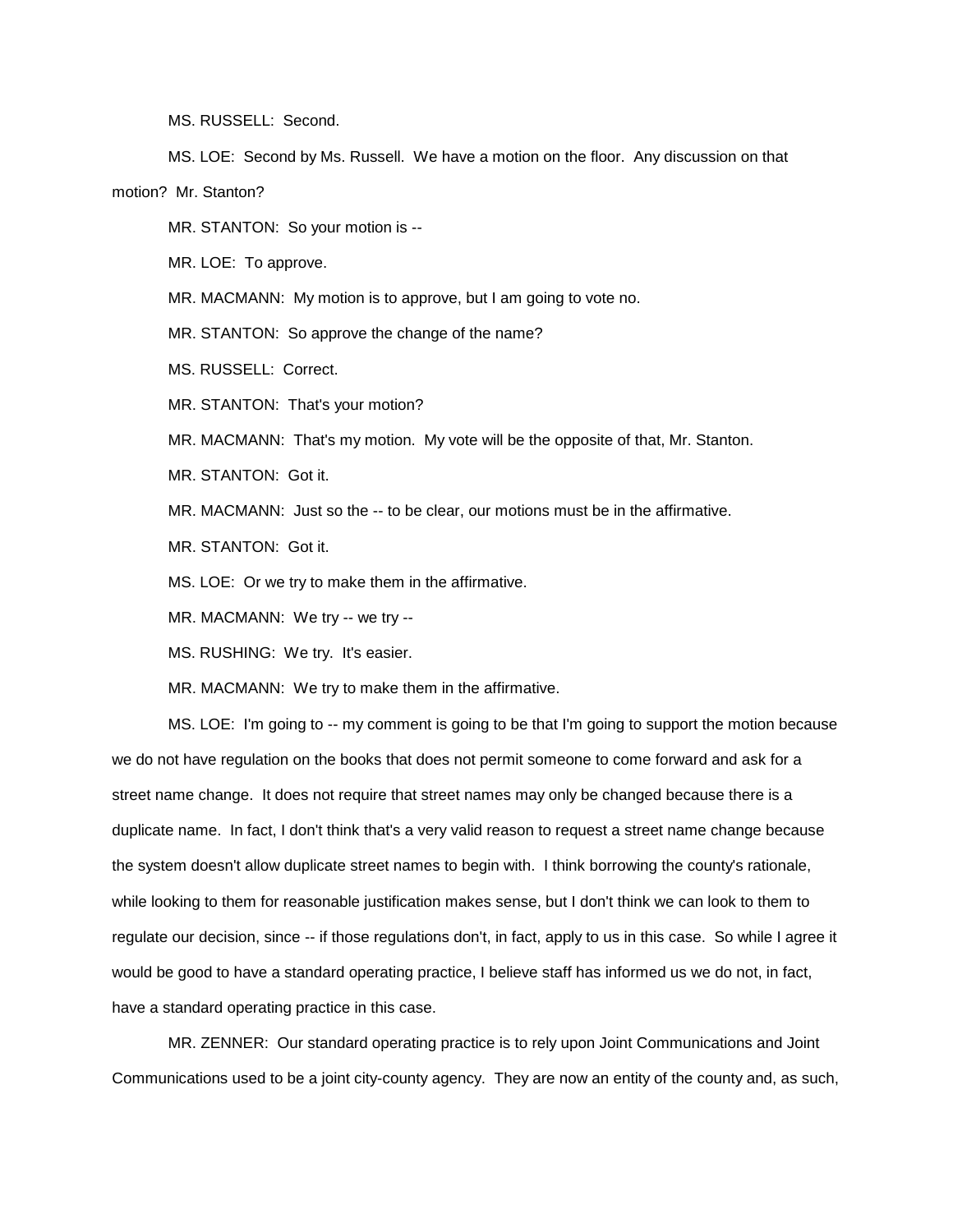MS. RUSSELL: Second.

MS. LOE: Second by Ms. Russell. We have a motion on the floor. Any discussion on that motion? Mr. Stanton?

MR. STANTON: So your motion is --

MR. LOE: To approve.

MR. MACMANN: My motion is to approve, but I am going to vote no.

MR. STANTON: So approve the change of the name?

MS. RUSSELL: Correct.

MR. STANTON: That's your motion?

MR. MACMANN: That's my motion. My vote will be the opposite of that, Mr. Stanton.

MR. STANTON: Got it.

MR. MACMANN: Just so the -- to be clear, our motions must be in the affirmative.

MR. STANTON: Got it.

MS. LOE: Or we try to make them in the affirmative.

MR. MACMANN: We try -- we try --

MS. RUSHING: We try. It's easier.

MR. MACMANN: We try to make them in the affirmative.

MS. LOE: I'm going to -- my comment is going to be that I'm going to support the motion because we do not have regulation on the books that does not permit someone to come forward and ask for a street name change. It does not require that street names may only be changed because there is a duplicate name. In fact, I don't think that's a very valid reason to request a street name change because the system doesn't allow duplicate street names to begin with. I think borrowing the county's rationale, while looking to them for reasonable justification makes sense, but I don't think we can look to them to regulate our decision, since -- if those regulations don't, in fact, apply to us in this case. So while I agree it would be good to have a standard operating practice, I believe staff has informed us we do not, in fact, have a standard operating practice in this case.

MR. ZENNER: Our standard operating practice is to rely upon Joint Communications and Joint Communications used to be a joint city-county agency. They are now an entity of the county and, as such,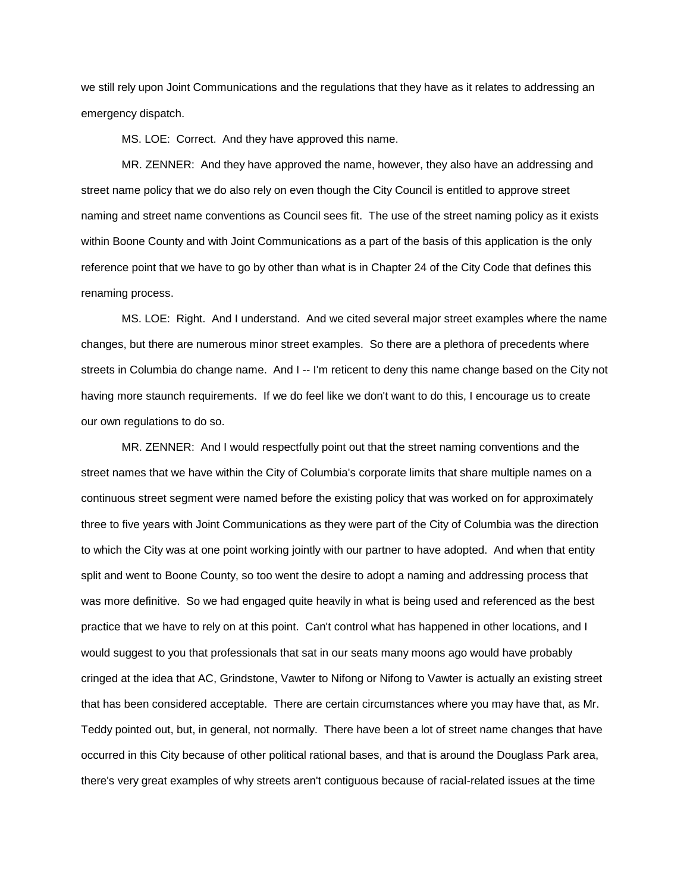we still rely upon Joint Communications and the regulations that they have as it relates to addressing an emergency dispatch.

MS. LOE: Correct. And they have approved this name.

MR. ZENNER: And they have approved the name, however, they also have an addressing and street name policy that we do also rely on even though the City Council is entitled to approve street naming and street name conventions as Council sees fit. The use of the street naming policy as it exists within Boone County and with Joint Communications as a part of the basis of this application is the only reference point that we have to go by other than what is in Chapter 24 of the City Code that defines this renaming process.

MS. LOE: Right. And I understand. And we cited several major street examples where the name changes, but there are numerous minor street examples. So there are a plethora of precedents where streets in Columbia do change name. And I -- I'm reticent to deny this name change based on the City not having more staunch requirements. If we do feel like we don't want to do this, I encourage us to create our own regulations to do so.

MR. ZENNER: And I would respectfully point out that the street naming conventions and the street names that we have within the City of Columbia's corporate limits that share multiple names on a continuous street segment were named before the existing policy that was worked on for approximately three to five years with Joint Communications as they were part of the City of Columbia was the direction to which the City was at one point working jointly with our partner to have adopted. And when that entity split and went to Boone County, so too went the desire to adopt a naming and addressing process that was more definitive. So we had engaged quite heavily in what is being used and referenced as the best practice that we have to rely on at this point. Can't control what has happened in other locations, and I would suggest to you that professionals that sat in our seats many moons ago would have probably cringed at the idea that AC, Grindstone, Vawter to Nifong or Nifong to Vawter is actually an existing street that has been considered acceptable. There are certain circumstances where you may have that, as Mr. Teddy pointed out, but, in general, not normally. There have been a lot of street name changes that have occurred in this City because of other political rational bases, and that is around the Douglass Park area, there's very great examples of why streets aren't contiguous because of racial-related issues at the time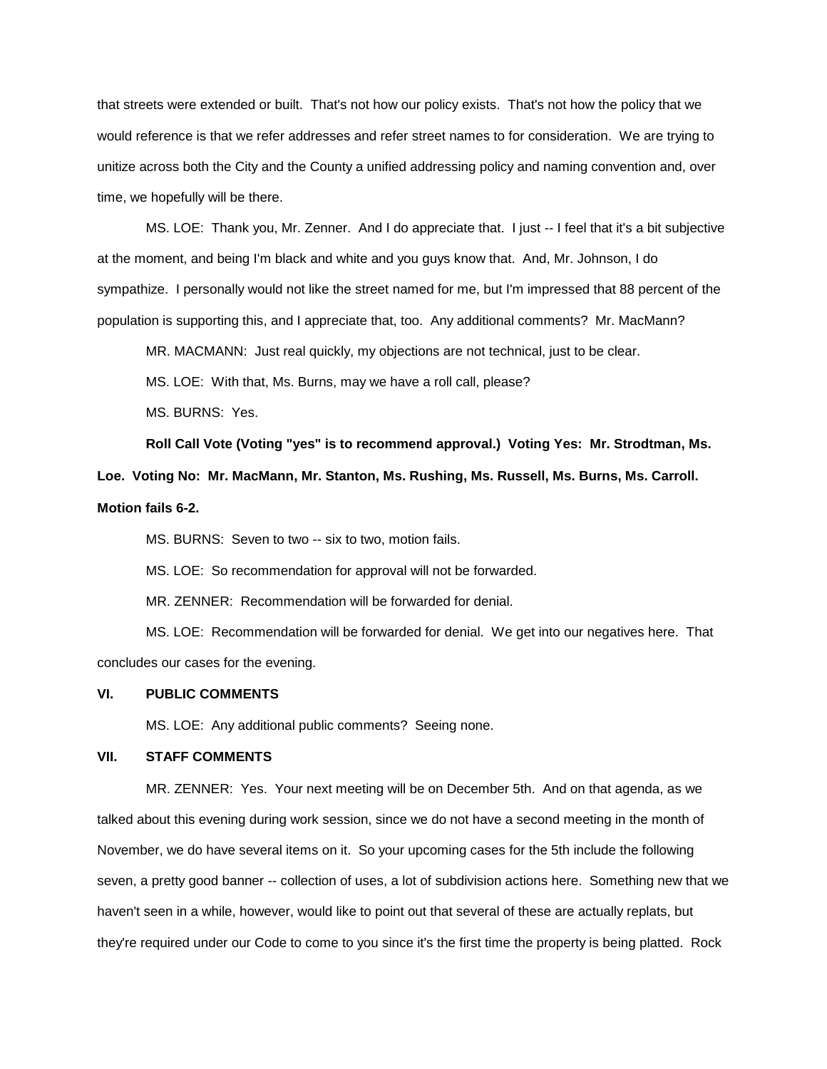that streets were extended or built. That's not how our policy exists. That's not how the policy that we would reference is that we refer addresses and refer street names to for consideration. We are trying to unitize across both the City and the County a unified addressing policy and naming convention and, over time, we hopefully will be there.

MS. LOE: Thank you, Mr. Zenner. And I do appreciate that. I just -- I feel that it's a bit subjective at the moment, and being I'm black and white and you guys know that. And, Mr. Johnson, I do sympathize. I personally would not like the street named for me, but I'm impressed that 88 percent of the population is supporting this, and I appreciate that, too. Any additional comments? Mr. MacMann?

MR. MACMANN: Just real quickly, my objections are not technical, just to be clear.

MS. LOE: With that, Ms. Burns, may we have a roll call, please?

MS. BURNS: Yes.

**Roll Call Vote (Voting "yes" is to recommend approval.) Voting Yes: Mr. Strodtman, Ms. Loe. Voting No: Mr. MacMann, Mr. Stanton, Ms. Rushing, Ms. Russell, Ms. Burns, Ms. Carroll. Motion fails 6-2.**

MS. BURNS: Seven to two -- six to two, motion fails.

MS. LOE: So recommendation for approval will not be forwarded.

MR. ZENNER: Recommendation will be forwarded for denial.

MS. LOE: Recommendation will be forwarded for denial. We get into our negatives here. That concludes our cases for the evening.

## VI. PUBLIC COMMENTS

MS. LOE: Any additional public comments? Seeing none.

## VII. STAFF COMMENTS

MR. ZENNER: Yes. Your next meeting will be on December 5th. And on that agenda, as we talked about this evening during work session, since we do not have a second meeting in the month of November, we do have several items on it. So your upcoming cases for the 5th include the following seven, a pretty good banner -- collection of uses, a lot of subdivision actions here. Something new that we haven't seen in a while, however, would like to point out that several of these are actually replats, but they're required under our Code to come to you since it's the first time the property is being platted. Rock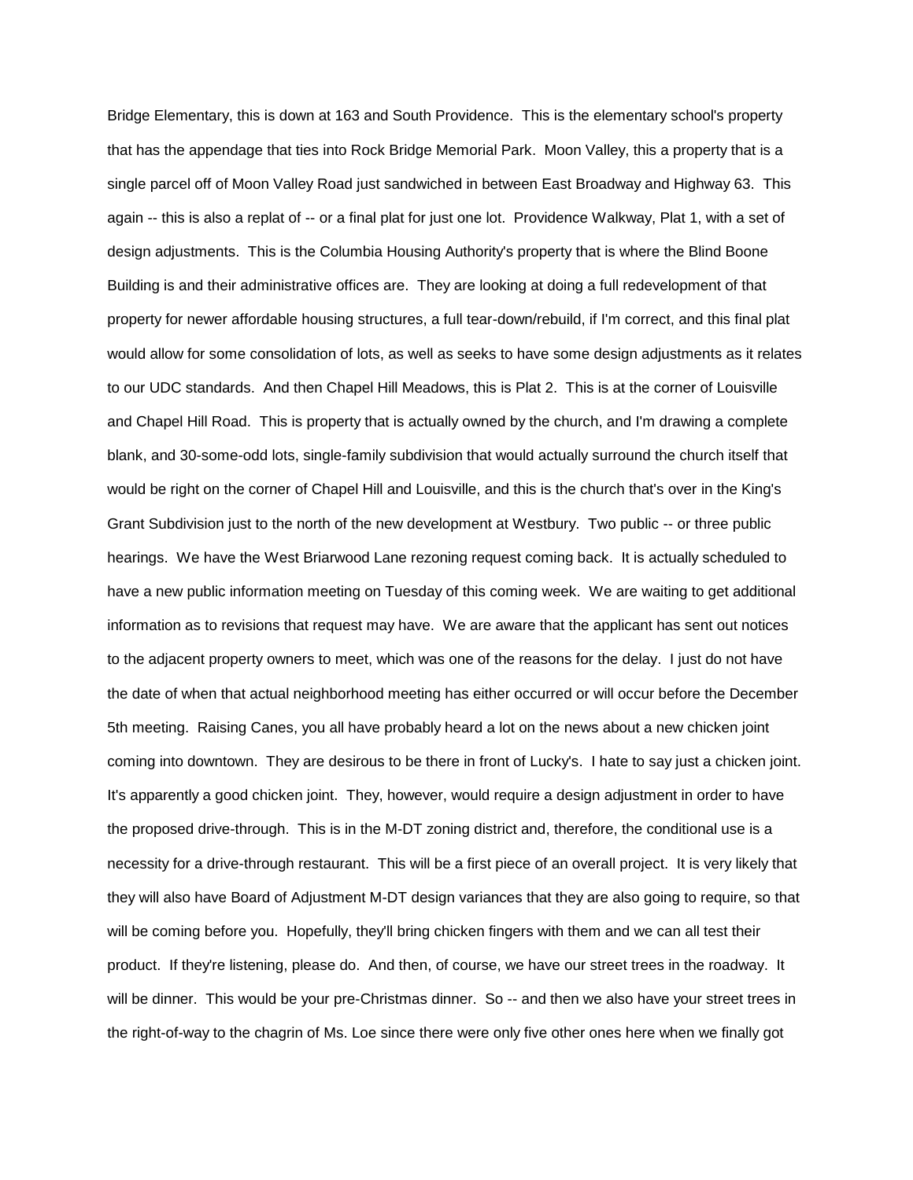Bridge Elementary, this is down at 163 and South Providence. This is the elementary school's property that has the appendage that ties into Rock Bridge Memorial Park. Moon Valley, this a property that is a single parcel off of Moon Valley Road just sandwiched in between East Broadway and Highway 63. This again -- this is also a replat of -- or a final plat for just one lot. Providence Walkway, Plat 1, with a set of design adjustments. This is the Columbia Housing Authority's property that is where the Blind Boone Building is and their administrative offices are. They are looking at doing a full redevelopment of that property for newer affordable housing structures, a full tear-down/rebuild, if I'm correct, and this final plat would allow for some consolidation of lots, as well as seeks to have some design adjustments as it relates to our UDC standards. And then Chapel Hill Meadows, this is Plat 2. This is at the corner of Louisville and Chapel Hill Road. This is property that is actually owned by the church, and I'm drawing a complete blank, and 30-some-odd lots, single-family subdivision that would actually surround the church itself that would be right on the corner of Chapel Hill and Louisville, and this is the church that's over in the King's Grant Subdivision just to the north of the new development at Westbury. Two public -- or three public hearings. We have the West Briarwood Lane rezoning request coming back. It is actually scheduled to have a new public information meeting on Tuesday of this coming week. We are waiting to get additional information as to revisions that request may have. We are aware that the applicant has sent out notices to the adjacent property owners to meet, which was one of the reasons for the delay. I just do not have the date of when that actual neighborhood meeting has either occurred or will occur before the December 5th meeting. Raising Canes, you all have probably heard a lot on the news about a new chicken joint coming into downtown. They are desirous to be there in front of Lucky's. I hate to say just a chicken joint. It's apparently a good chicken joint. They, however, would require a design adjustment in order to have the proposed drive-through. This is in the M-DT zoning district and, therefore, the conditional use is a necessity for a drive-through restaurant. This will be a first piece of an overall project. It is very likely that they will also have Board of Adjustment M-DT design variances that they are also going to require, so that will be coming before you. Hopefully, they'll bring chicken fingers with them and we can all test their product. If they're listening, please do. And then, of course, we have our street trees in the roadway. It will be dinner. This would be your pre-Christmas dinner. So -- and then we also have your street trees in the right-of-way to the chagrin of Ms. Loe since there were only five other ones here when we finally got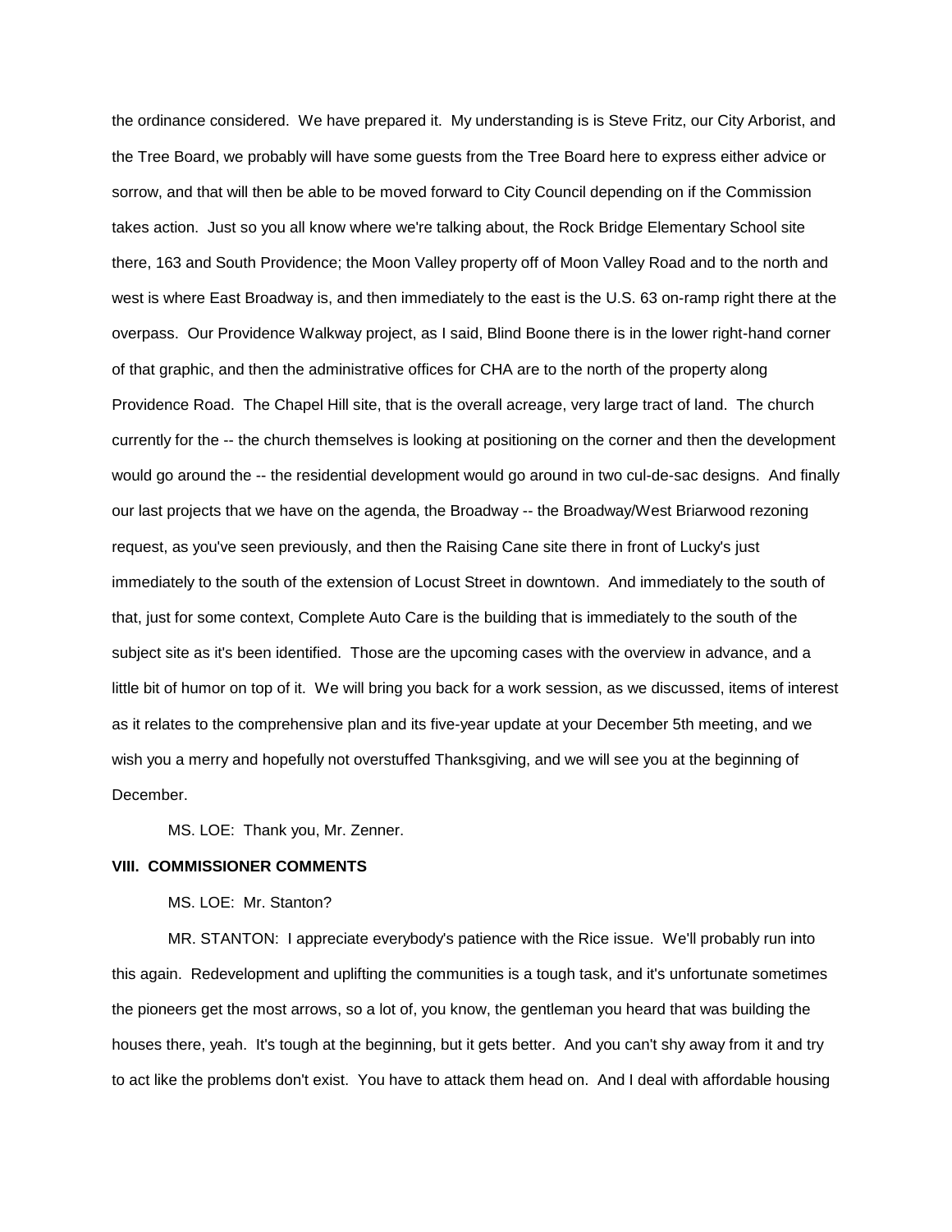the ordinance considered. We have prepared it. My understanding is is Steve Fritz, our City Arborist, and the Tree Board, we probably will have some guests from the Tree Board here to express either advice or sorrow, and that will then be able to be moved forward to City Council depending on if the Commission takes action. Just so you all know where we're talking about, the Rock Bridge Elementary School site there, 163 and South Providence; the Moon Valley property off of Moon Valley Road and to the north and west is where East Broadway is, and then immediately to the east is the U.S. 63 on-ramp right there at the overpass. Our Providence Walkway project, as I said, Blind Boone there is in the lower right-hand corner of that graphic, and then the administrative offices for CHA are to the north of the property along Providence Road. The Chapel Hill site, that is the overall acreage, very large tract of land. The church currently for the -- the church themselves is looking at positioning on the corner and then the development would go around the -- the residential development would go around in two cul-de-sac designs. And finally our last projects that we have on the agenda, the Broadway -- the Broadway/West Briarwood rezoning request, as you've seen previously, and then the Raising Cane site there in front of Lucky's just immediately to the south of the extension of Locust Street in downtown. And immediately to the south of that, just for some context, Complete Auto Care is the building that is immediately to the south of the subject site as it's been identified. Those are the upcoming cases with the overview in advance, and a little bit of humor on top of it. We will bring you back for a work session, as we discussed, items of interest as it relates to the comprehensive plan and its five-year update at your December 5th meeting, and we wish you a merry and hopefully not overstuffed Thanksgiving, and we will see you at the beginning of December.

MS. LOE: Thank you, Mr. Zenner.

**VIII. COMMISSIONER COMMENTS**

MS. LOE: Mr. Stanton?

MR. STANTON: I appreciate everybody's patience with the Rice issue. We'll probably run into this again. Redevelopment and uplifting the communities is a tough task, and it's unfortunate sometimes the pioneers get the most arrows, so a lot of, you know, the gentleman you heard that was building the houses there, yeah. It's tough at the beginning, but it gets better. And you can't shy away from it and try to act like the problems don't exist. You have to attack them head on. And I deal with affordable housing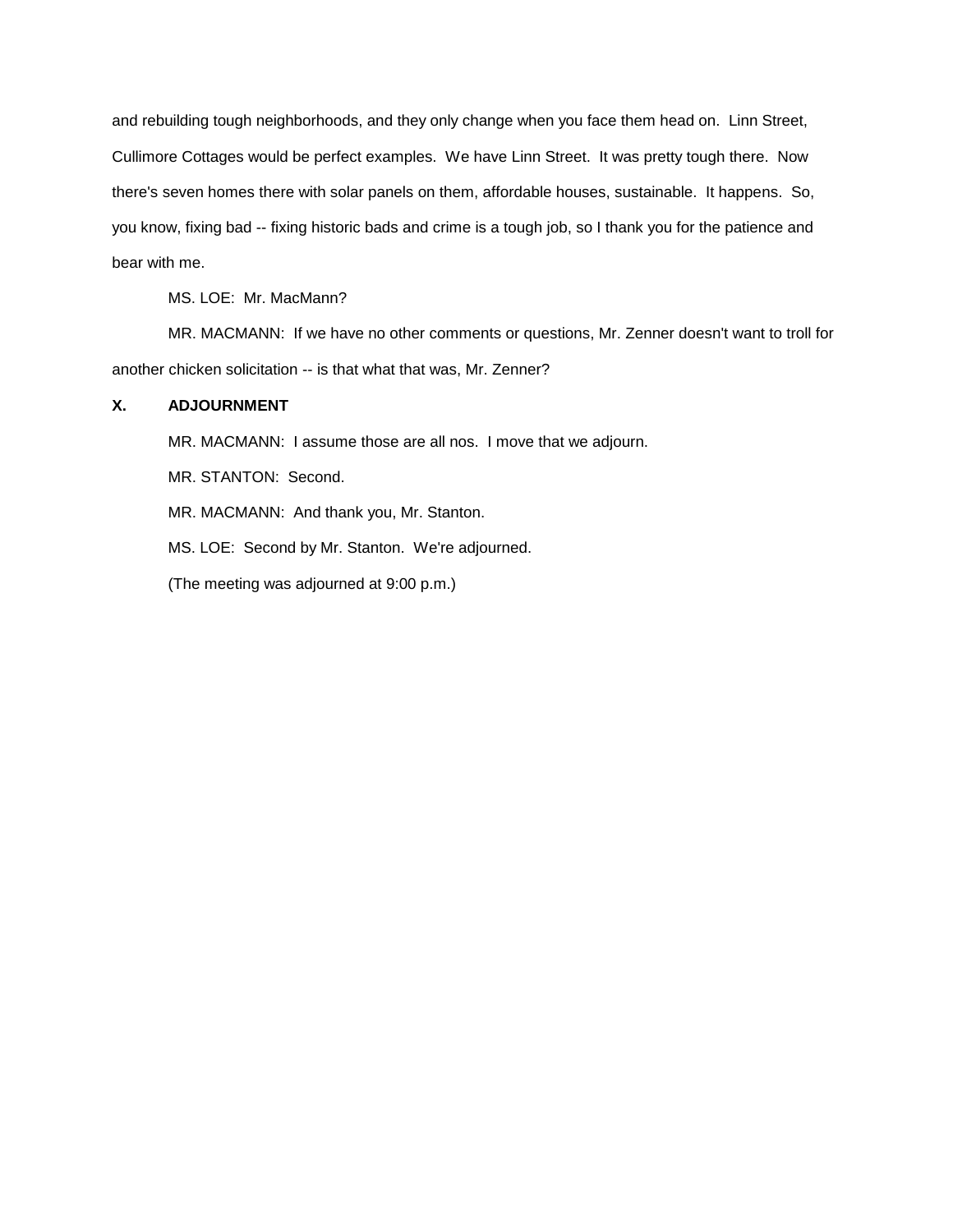and rebuilding tough neighborhoods, and they only change when you face them head on. Linn Street, Cullimore Cottages would be perfect examples. We have Linn Street. It was pretty tough there. Now there's seven homes there with solar panels on them, affordable houses, sustainable. It happens. So, you know, fixing bad -- fixing historic bads and crime is a tough job, so I thank you for the patience and bear with me.

MS. LOE: Mr. MacMann?

MR. MACMANN: If we have no other comments or questions, Mr. Zenner doesn't want to troll for another chicken solicitation -- is that what that was, Mr. Zenner?

**X. ADJOURNMENT**

MR. MACMANN: I assume those are all nos. I move that we adjourn.

MR. STANTON: Second.

MR. MACMANN: And thank you, Mr. Stanton.

MS. LOE: Second by Mr. Stanton. We're adjourned.

(The meeting was adjourned at 9:00 p.m.)